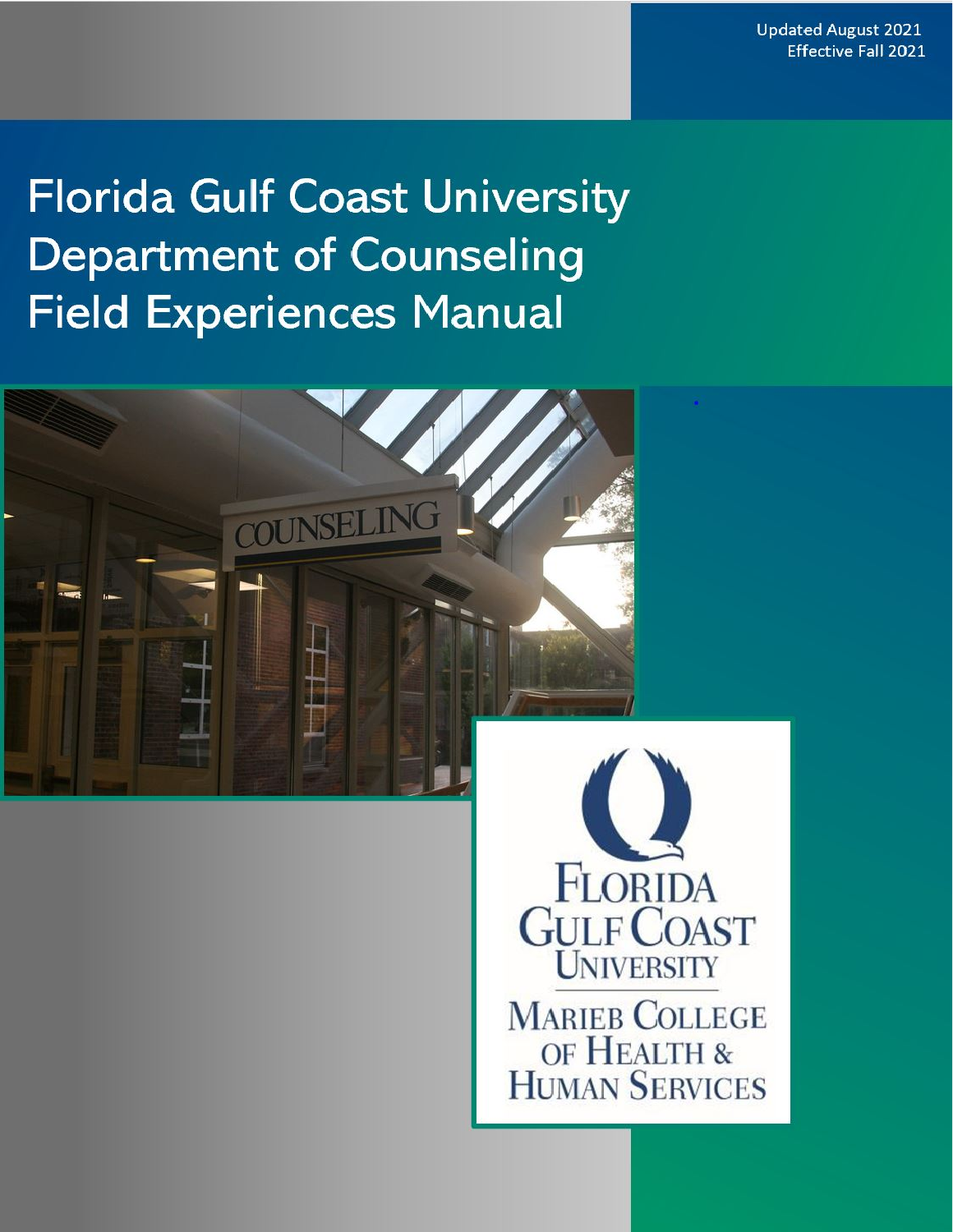Updated August 2021
Effective Fall 2021

# Florida Gulf Coast University Department of Counseling Field Experiences Manual

Florida Gulf Coast University
Marieb College of Health & Human Services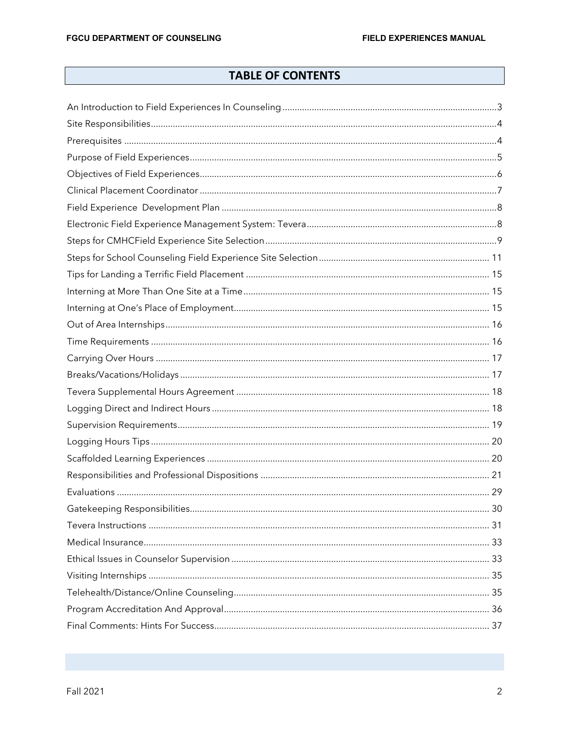# TABLE OF CONTENTS

An Introduction to Field Experiences In Counseling ........ 3
Site Responsibilities ........ 4
Prerequisites ........ 4
Purpose of Field Experiences ........ 5
Objectives of Field Experiences ........ 6
Clinical Placement Coordinator ........ 7
Field Experience Development Plan ........ 8
Electronic Field Experience Management System: Tevera ........ 8
Steps for CMHCField Experience Site Selection ........ 9
Steps for School Counseling Field Experience Site Selection ........ 11
Tips for Landing a Terrific Field Placement ........ 15
Interning at More Than One Site at a Time ........ 15
Interning at One's Place of Employment ........ 15
Out of Area Internships ........ 16
Time Requirements ........ 16
Carrying Over Hours ........ 17
Breaks/Vacations/Holidays ........ 17
Tevera Supplemental Hours Agreement ........ 18
Logging Direct and Indirect Hours ........ 18
Supervision Requirements ........ 19
Logging Hours Tips ........ 20
Scaffolded Learning Experiences ........ 20
Responsibilities and Professional Dispositions ........ 21
Evaluations ........ 29
Gatekeeping Responsibilities ........ 30
Tevera Instructions ........ 31
Medical Insurance ........ 33
Ethical Issues in Counselor Supervision ........ 33
Visiting Internships ........ 35
Telehealth/Distance/Online Counseling ........ 35
Program Accreditation And Approval ........ 36
Final Comments: Hints For Success ........ 37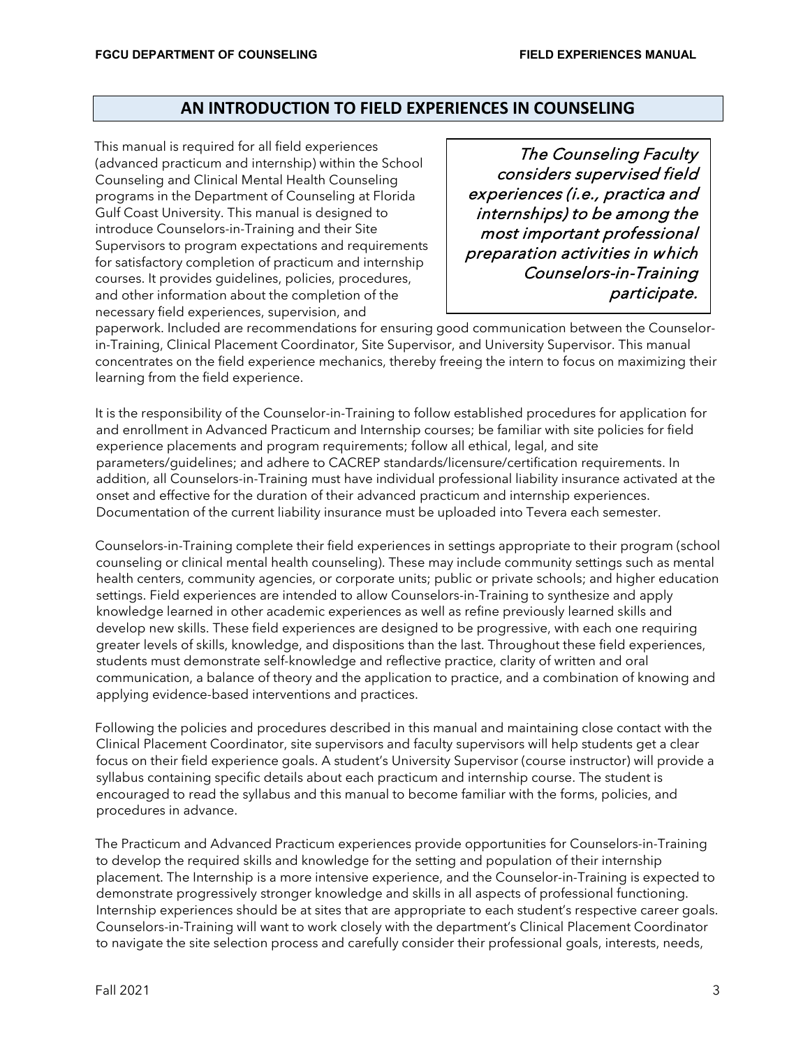## AN INTRODUCTION TO FIELD EXPERIENCES IN COUNSELING

> *The Counseling Faculty considers supervised field experiences (i.e., practica and internships) to be among the most important professional preparation activities in which Counselors-in-Training participate.*

This manual is required for all field experiences (advanced practicum and internship) within the School Counseling and Clinical Mental Health Counseling programs in the Department of Counseling at Florida Gulf Coast University. This manual is designed to introduce Counselors-in-Training and their Site Supervisors to program expectations and requirements for satisfactory completion of practicum and internship courses. It provides guidelines, policies, procedures, and other information about the completion of the necessary field experiences, supervision, and paperwork. Included are recommendations for ensuring good communication between the Counselor-in-Training, Clinical Placement Coordinator, Site Supervisor, and University Supervisor. This manual concentrates on the field experience mechanics, thereby freeing the intern to focus on maximizing their learning from the field experience.

It is the responsibility of the Counselor-in-Training to follow established procedures for application for and enrollment in Advanced Practicum and Internship courses; be familiar with site policies for field experience placements and program requirements; follow all ethical, legal, and site parameters/guidelines; and adhere to CACREP standards/licensure/certification requirements. In addition, all Counselors-in-Training must have individual professional liability insurance activated at the onset and effective for the duration of their advanced practicum and internship experiences. Documentation of the current liability insurance must be uploaded into Tevera each semester.

Counselors-in-Training complete their field experiences in settings appropriate to their program (school counseling or clinical mental health counseling). These may include community settings such as mental health centers, community agencies, or corporate units; public or private schools; and higher education settings. Field experiences are intended to allow Counselors-in-Training to synthesize and apply knowledge learned in other academic experiences as well as refine previously learned skills and develop new skills. These field experiences are designed to be progressive, with each one requiring greater levels of skills, knowledge, and dispositions than the last. Throughout these field experiences, students must demonstrate self-knowledge and reflective practice, clarity of written and oral communication, a balance of theory and the application to practice, and a combination of knowing and applying evidence-based interventions and practices.

Following the policies and procedures described in this manual and maintaining close contact with the Clinical Placement Coordinator, site supervisors and faculty supervisors will help students get a clear focus on their field experience goals. A student's University Supervisor (course instructor) will provide a syllabus containing specific details about each practicum and internship course. The student is encouraged to read the syllabus and this manual to become familiar with the forms, policies, and procedures in advance.

The Practicum and Advanced Practicum experiences provide opportunities for Counselors-in-Training to develop the required skills and knowledge for the setting and population of their internship placement. The Internship is a more intensive experience, and the Counselor-in-Training is expected to demonstrate progressively stronger knowledge and skills in all aspects of professional functioning. Internship experiences should be at sites that are appropriate to each student's respective career goals. Counselors-in-Training will want to work closely with the department's Clinical Placement Coordinator to navigate the site selection process and carefully consider their professional goals, interests, needs,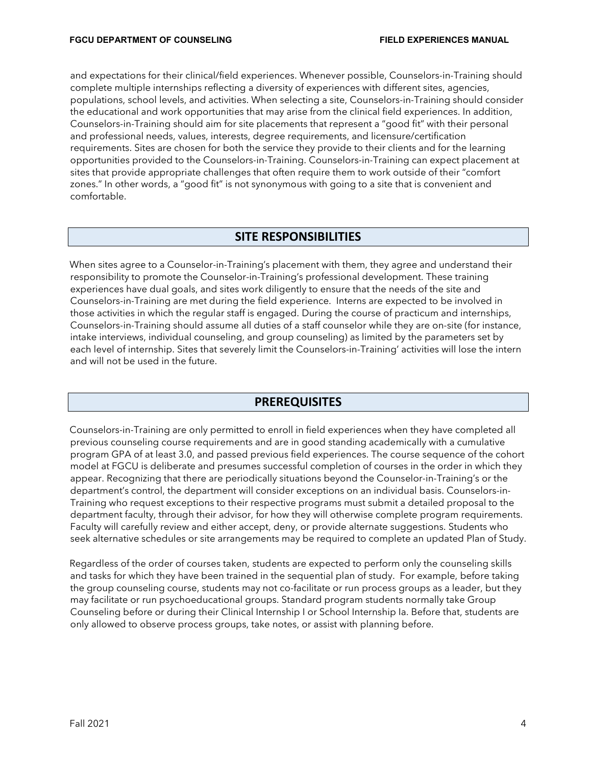and expectations for their clinical/field experiences. Whenever possible, Counselors-in-Training should complete multiple internships reflecting a diversity of experiences with different sites, agencies, populations, school levels, and activities. When selecting a site, Counselors-in-Training should consider the educational and work opportunities that may arise from the clinical field experiences. In addition, Counselors-in-Training should aim for site placements that represent a "good fit" with their personal and professional needs, values, interests, degree requirements, and licensure/certification requirements. Sites are chosen for both the service they provide to their clients and for the learning opportunities provided to the Counselors-in-Training. Counselors-in-Training can expect placement at sites that provide appropriate challenges that often require them to work outside of their "comfort zones." In other words, a "good fit" is not synonymous with going to a site that is convenient and comfortable.

## SITE RESPONSIBILITIES

When sites agree to a Counselor-in-Training's placement with them, they agree and understand their responsibility to promote the Counselor-in-Training's professional development. These training experiences have dual goals, and sites work diligently to ensure that the needs of the site and Counselors-in-Training are met during the field experience. Interns are expected to be involved in those activities in which the regular staff is engaged. During the course of practicum and internships, Counselors-in-Training should assume all duties of a staff counselor while they are on-site (for instance, intake interviews, individual counseling, and group counseling) as limited by the parameters set by each level of internship. Sites that severely limit the Counselors-in-Training' activities will lose the intern and will not be used in the future.

## PREREQUISITES

Counselors-in-Training are only permitted to enroll in field experiences when they have completed all previous counseling course requirements and are in good standing academically with a cumulative program GPA of at least 3.0, and passed previous field experiences. The course sequence of the cohort model at FGCU is deliberate and presumes successful completion of courses in the order in which they appear. Recognizing that there are periodically situations beyond the Counselor-in-Training's or the department's control, the department will consider exceptions on an individual basis. Counselors-in-Training who request exceptions to their respective programs must submit a detailed proposal to the department faculty, through their advisor, for how they will otherwise complete program requirements. Faculty will carefully review and either accept, deny, or provide alternate suggestions. Students who seek alternative schedules or site arrangements may be required to complete an updated Plan of Study.

Regardless of the order of courses taken, students are expected to perform only the counseling skills and tasks for which they have been trained in the sequential plan of study. For example, before taking the group counseling course, students may not co-facilitate or run process groups as a leader, but they may facilitate or run psychoeducational groups. Standard program students normally take Group Counseling before or during their Clinical Internship I or School Internship Ia. Before that, students are only allowed to observe process groups, take notes, or assist with planning before.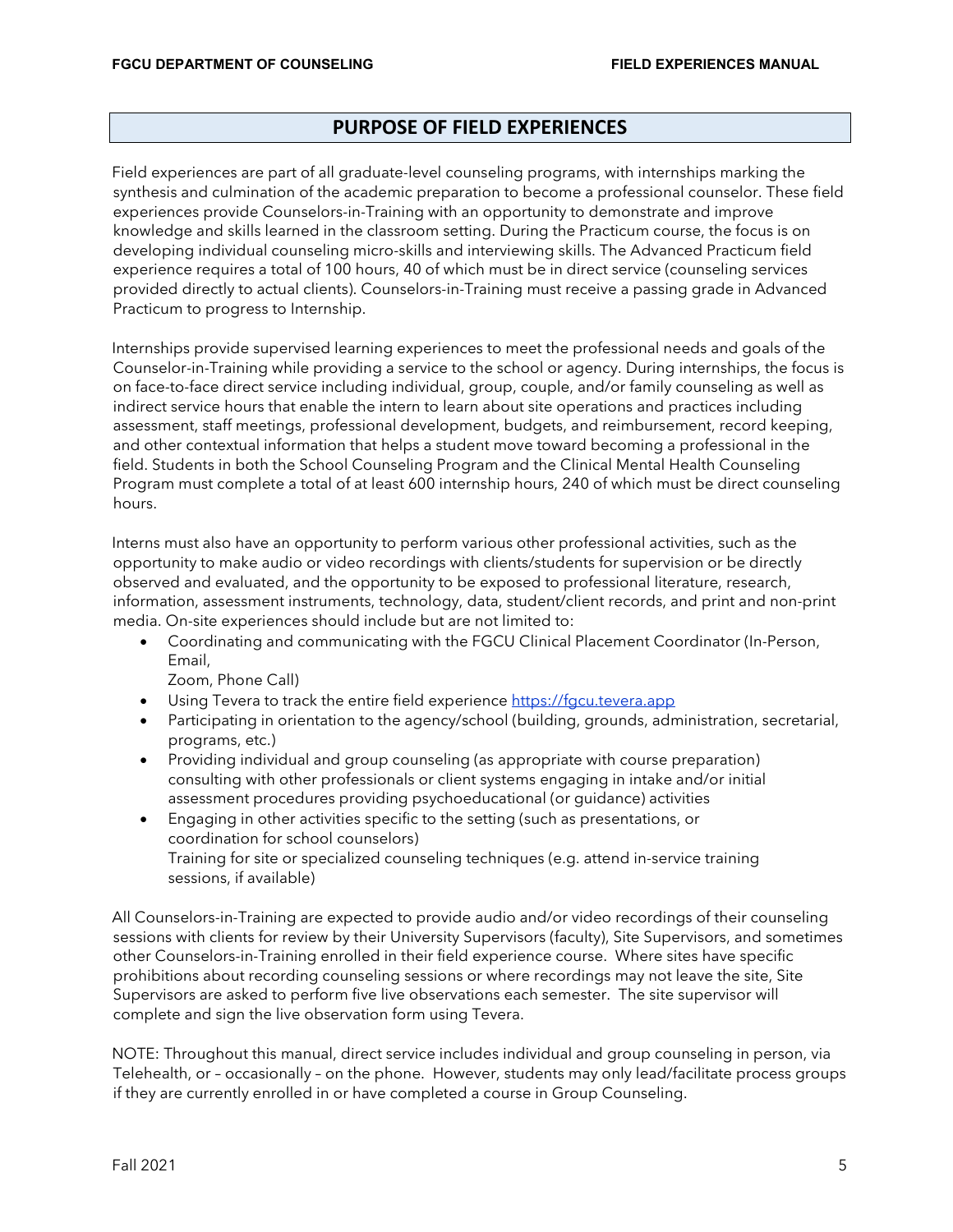## PURPOSE OF FIELD EXPERIENCES

Field experiences are part of all graduate-level counseling programs, with internships marking the synthesis and culmination of the academic preparation to become a professional counselor. These field experiences provide Counselors-in-Training with an opportunity to demonstrate and improve knowledge and skills learned in the classroom setting. During the Practicum course, the focus is on developing individual counseling micro-skills and interviewing skills. The Advanced Practicum field experience requires a total of 100 hours, 40 of which must be in direct service (counseling services provided directly to actual clients). Counselors-in-Training must receive a passing grade in Advanced Practicum to progress to Internship.

Internships provide supervised learning experiences to meet the professional needs and goals of the Counselor-in-Training while providing a service to the school or agency. During internships, the focus is on face-to-face direct service including individual, group, couple, and/or family counseling as well as indirect service hours that enable the intern to learn about site operations and practices including assessment, staff meetings, professional development, budgets, and reimbursement, record keeping, and other contextual information that helps a student move toward becoming a professional in the field. Students in both the School Counseling Program and the Clinical Mental Health Counseling Program must complete a total of at least 600 internship hours, 240 of which must be direct counseling hours.

Interns must also have an opportunity to perform various other professional activities, such as the opportunity to make audio or video recordings with clients/students for supervision or be directly observed and evaluated, and the opportunity to be exposed to professional literature, research, information, assessment instruments, technology, data, student/client records, and print and non-print media. On-site experiences should include but are not limited to:

- Coordinating and communicating with the FGCU Clinical Placement Coordinator (In-Person, Email,
  Zoom, Phone Call)
- Using Tevera to track the entire field experience https://fgcu.tevera.app
- Participating in orientation to the agency/school (building, grounds, administration, secretarial, programs, etc.)
- Providing individual and group counseling (as appropriate with course preparation) consulting with other professionals or client systems engaging in intake and/or initial assessment procedures providing psychoeducational (or guidance) activities
- Engaging in other activities specific to the setting (such as presentations, or coordination for school counselors)
  Training for site or specialized counseling techniques (e.g. attend in-service training sessions, if available)

All Counselors-in-Training are expected to provide audio and/or video recordings of their counseling sessions with clients for review by their University Supervisors (faculty), Site Supervisors, and sometimes other Counselors-in-Training enrolled in their field experience course. Where sites have specific prohibitions about recording counseling sessions or where recordings may not leave the site, Site Supervisors are asked to perform five live observations each semester. The site supervisor will complete and sign the live observation form using Tevera.

NOTE: Throughout this manual, direct service includes individual and group counseling in person, via Telehealth, or – occasionally – on the phone. However, students may only lead/facilitate process groups if they are currently enrolled in or have completed a course in Group Counseling.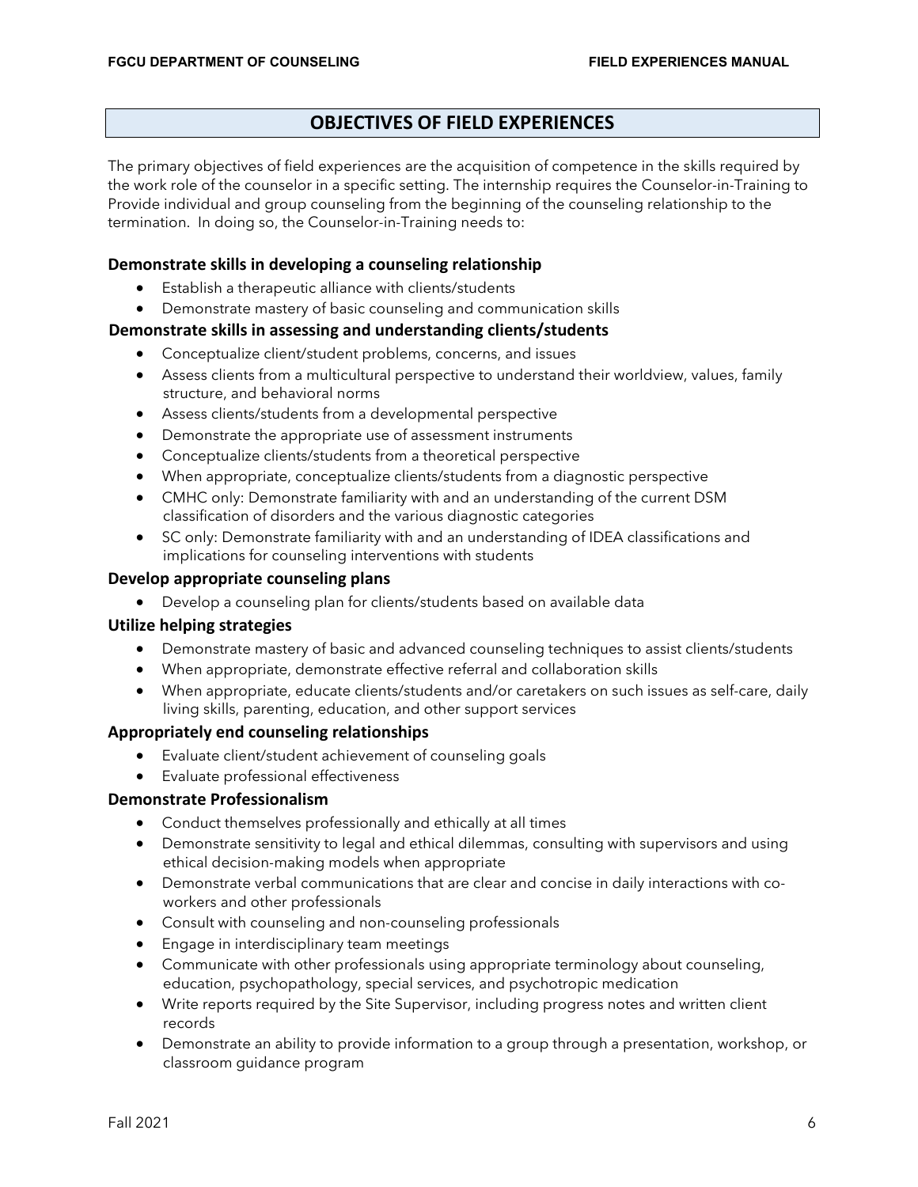## OBJECTIVES OF FIELD EXPERIENCES

The primary objectives of field experiences are the acquisition of competence in the skills required by the work role of the counselor in a specific setting. The internship requires the Counselor-in-Training to Provide individual and group counseling from the beginning of the counseling relationship to the termination. In doing so, the Counselor-in-Training needs to:

### Demonstrate skills in developing a counseling relationship

- Establish a therapeutic alliance with clients/students
- Demonstrate mastery of basic counseling and communication skills

### Demonstrate skills in assessing and understanding clients/students

- Conceptualize client/student problems, concerns, and issues
- Assess clients from a multicultural perspective to understand their worldview, values, family structure, and behavioral norms
- Assess clients/students from a developmental perspective
- Demonstrate the appropriate use of assessment instruments
- Conceptualize clients/students from a theoretical perspective
- When appropriate, conceptualize clients/students from a diagnostic perspective
- CMHC only: Demonstrate familiarity with and an understanding of the current DSM classification of disorders and the various diagnostic categories
- SC only: Demonstrate familiarity with and an understanding of IDEA classifications and implications for counseling interventions with students

### Develop appropriate counseling plans

- Develop a counseling plan for clients/students based on available data

### Utilize helping strategies

- Demonstrate mastery of basic and advanced counseling techniques to assist clients/students
- When appropriate, demonstrate effective referral and collaboration skills
- When appropriate, educate clients/students and/or caretakers on such issues as self-care, daily living skills, parenting, education, and other support services

### Appropriately end counseling relationships

- Evaluate client/student achievement of counseling goals
- Evaluate professional effectiveness

### Demonstrate Professionalism

- Conduct themselves professionally and ethically at all times
- Demonstrate sensitivity to legal and ethical dilemmas, consulting with supervisors and using ethical decision-making models when appropriate
- Demonstrate verbal communications that are clear and concise in daily interactions with co-workers and other professionals
- Consult with counseling and non-counseling professionals
- Engage in interdisciplinary team meetings
- Communicate with other professionals using appropriate terminology about counseling, education, psychopathology, special services, and psychotropic medication
- Write reports required by the Site Supervisor, including progress notes and written client records
- Demonstrate an ability to provide information to a group through a presentation, workshop, or classroom guidance program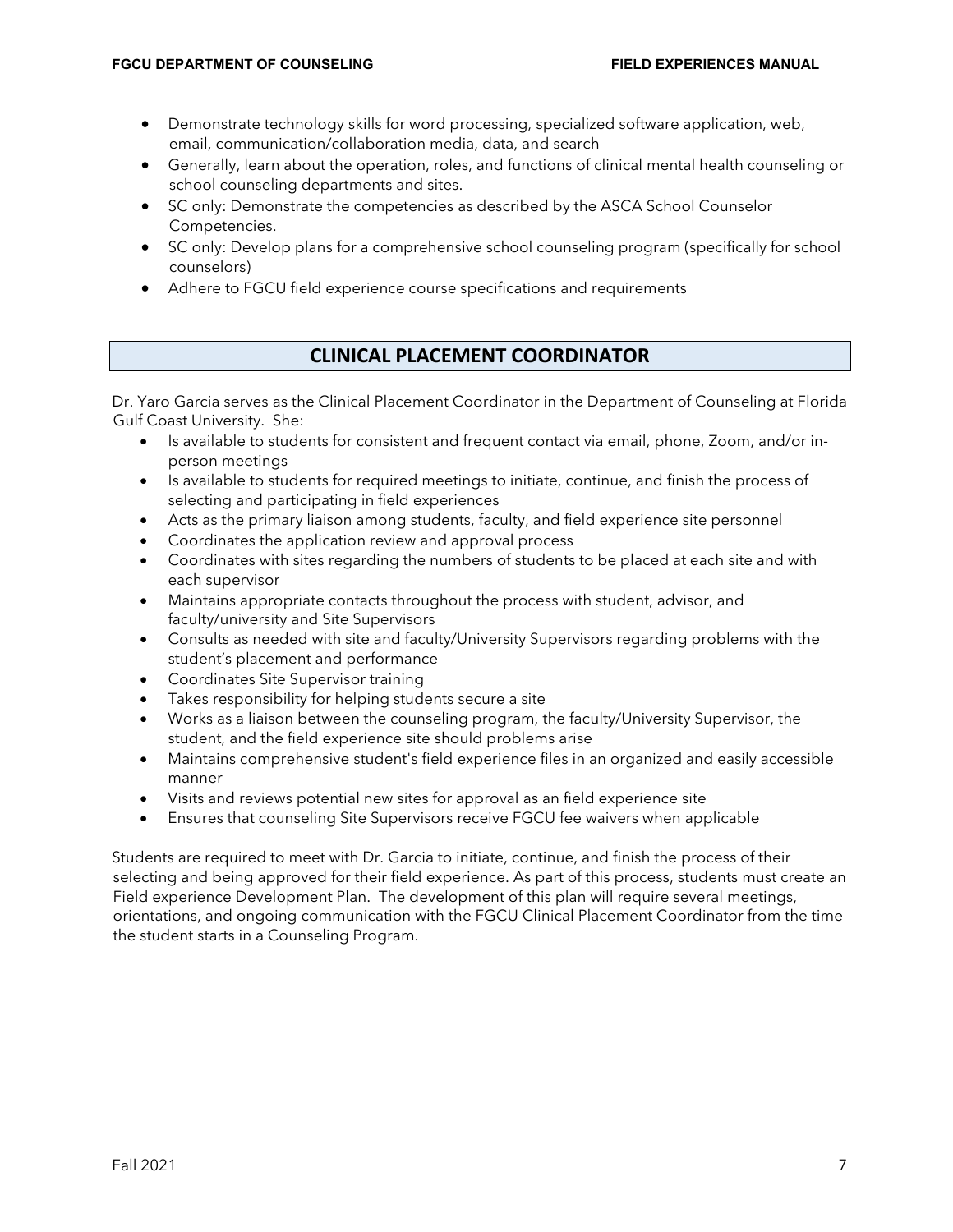- Demonstrate technology skills for word processing, specialized software application, web, email, communication/collaboration media, data, and search
- Generally, learn about the operation, roles, and functions of clinical mental health counseling or school counseling departments and sites.
- SC only: Demonstrate the competencies as described by the ASCA School Counselor Competencies.
- SC only: Develop plans for a comprehensive school counseling program (specifically for school counselors)
- Adhere to FGCU field experience course specifications and requirements

## CLINICAL PLACEMENT COORDINATOR

Dr. Yaro Garcia serves as the Clinical Placement Coordinator in the Department of Counseling at Florida Gulf Coast University. She:

- Is available to students for consistent and frequent contact via email, phone, Zoom, and/or in-person meetings
- Is available to students for required meetings to initiate, continue, and finish the process of selecting and participating in field experiences
- Acts as the primary liaison among students, faculty, and field experience site personnel
- Coordinates the application review and approval process
- Coordinates with sites regarding the numbers of students to be placed at each site and with each supervisor
- Maintains appropriate contacts throughout the process with student, advisor, and faculty/university and Site Supervisors
- Consults as needed with site and faculty/University Supervisors regarding problems with the student's placement and performance
- Coordinates Site Supervisor training
- Takes responsibility for helping students secure a site
- Works as a liaison between the counseling program, the faculty/University Supervisor, the student, and the field experience site should problems arise
- Maintains comprehensive student's field experience files in an organized and easily accessible manner
- Visits and reviews potential new sites for approval as an field experience site
- Ensures that counseling Site Supervisors receive FGCU fee waivers when applicable

Students are required to meet with Dr. Garcia to initiate, continue, and finish the process of their selecting and being approved for their field experience. As part of this process, students must create an Field experience Development Plan. The development of this plan will require several meetings, orientations, and ongoing communication with the FGCU Clinical Placement Coordinator from the time the student starts in a Counseling Program.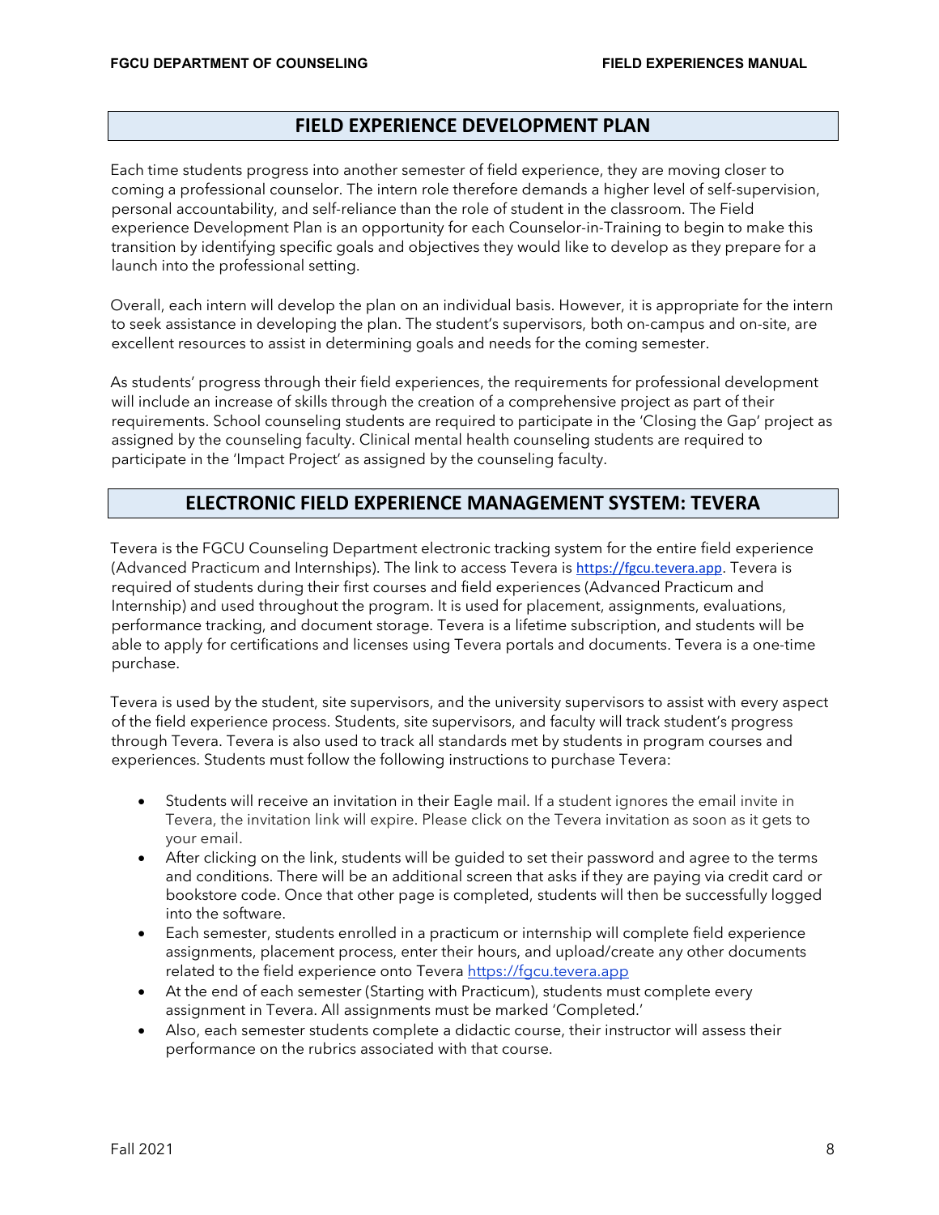## FIELD EXPERIENCE DEVELOPMENT PLAN

Each time students progress into another semester of field experience, they are moving closer to coming a professional counselor. The intern role therefore demands a higher level of self-supervision, personal accountability, and self-reliance than the role of student in the classroom. The Field experience Development Plan is an opportunity for each Counselor-in-Training to begin to make this transition by identifying specific goals and objectives they would like to develop as they prepare for a launch into the professional setting.

Overall, each intern will develop the plan on an individual basis. However, it is appropriate for the intern to seek assistance in developing the plan. The student's supervisors, both on-campus and on-site, are excellent resources to assist in determining goals and needs for the coming semester.

As students' progress through their field experiences, the requirements for professional development will include an increase of skills through the creation of a comprehensive project as part of their requirements. School counseling students are required to participate in the 'Closing the Gap' project as assigned by the counseling faculty. Clinical mental health counseling students are required to participate in the 'Impact Project' as assigned by the counseling faculty.

## ELECTRONIC FIELD EXPERIENCE MANAGEMENT SYSTEM: TEVERA

Tevera is the FGCU Counseling Department electronic tracking system for the entire field experience (Advanced Practicum and Internships). The link to access Tevera is https://fgcu.tevera.app. Tevera is required of students during their first courses and field experiences (Advanced Practicum and Internship) and used throughout the program. It is used for placement, assignments, evaluations, performance tracking, and document storage. Tevera is a lifetime subscription, and students will be able to apply for certifications and licenses using Tevera portals and documents. Tevera is a one-time purchase.

Tevera is used by the student, site supervisors, and the university supervisors to assist with every aspect of the field experience process. Students, site supervisors, and faculty will track student's progress through Tevera. Tevera is also used to track all standards met by students in program courses and experiences. Students must follow the following instructions to purchase Tevera:

- Students will receive an invitation in their Eagle mail. If a student ignores the email invite in Tevera, the invitation link will expire. Please click on the Tevera invitation as soon as it gets to your email.
- After clicking on the link, students will be guided to set their password and agree to the terms and conditions. There will be an additional screen that asks if they are paying via credit card or bookstore code. Once that other page is completed, students will then be successfully logged into the software.
- Each semester, students enrolled in a practicum or internship will complete field experience assignments, placement process, enter their hours, and upload/create any other documents related to the field experience onto Tevera https://fgcu.tevera.app
- At the end of each semester (Starting with Practicum), students must complete every assignment in Tevera. All assignments must be marked 'Completed.'
- Also, each semester students complete a didactic course, their instructor will assess their performance on the rubrics associated with that course.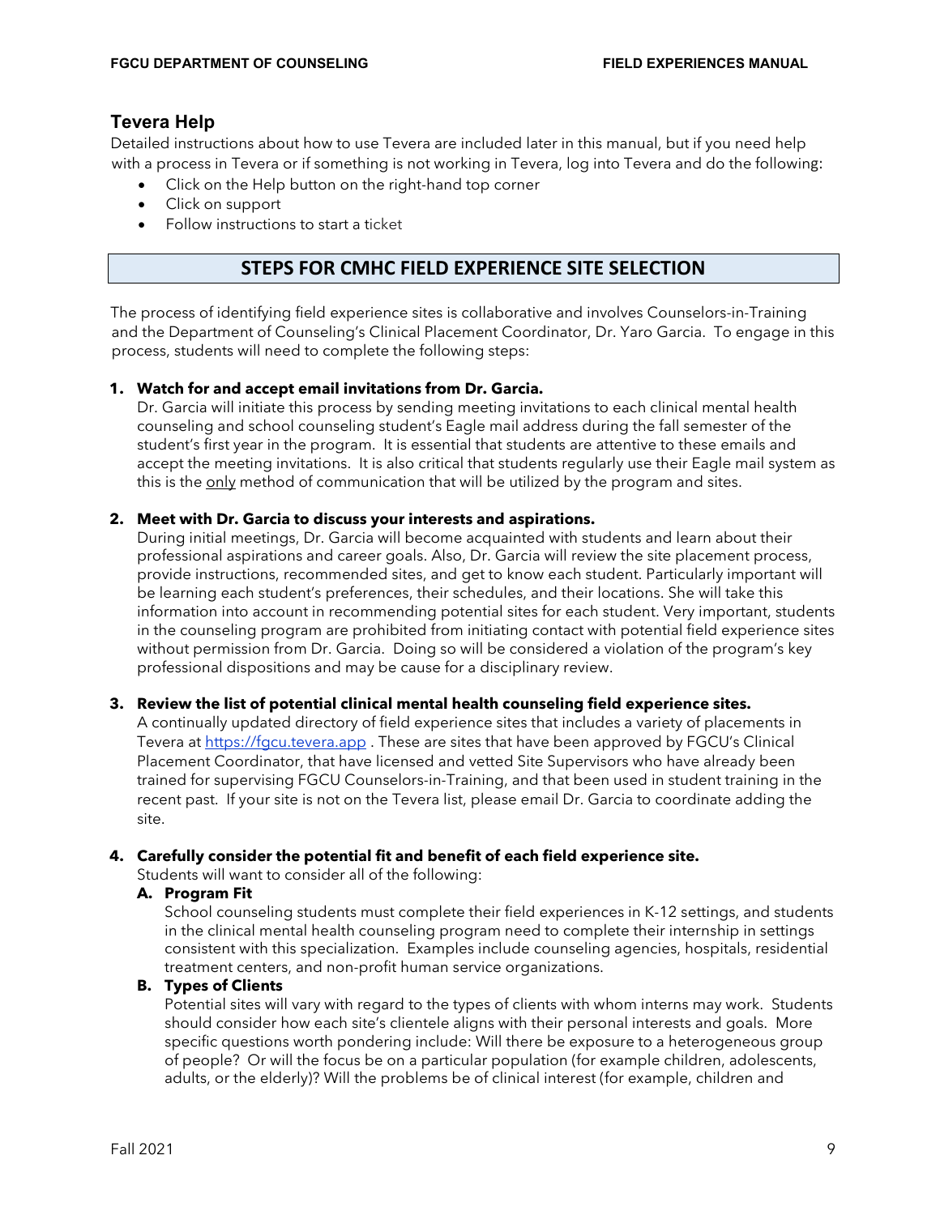## Tevera Help

Detailed instructions about how to use Tevera are included later in this manual, but if you need help with a process in Tevera or if something is not working in Tevera, log into Tevera and do the following:

- Click on the Help button on the right-hand top corner
- Click on support
- Follow instructions to start a ticket

## STEPS FOR CMHC FIELD EXPERIENCE SITE SELECTION

The process of identifying field experience sites is collaborative and involves Counselors-in-Training and the Department of Counseling's Clinical Placement Coordinator, Dr. Yaro Garcia. To engage in this process, students will need to complete the following steps:

**1. Watch for and accept email invitations from Dr. Garcia.**

Dr. Garcia will initiate this process by sending meeting invitations to each clinical mental health counseling and school counseling student's Eagle mail address during the fall semester of the student's first year in the program. It is essential that students are attentive to these emails and accept the meeting invitations. It is also critical that students regularly use their Eagle mail system as this is the <u>only</u> method of communication that will be utilized by the program and sites.

**2. Meet with Dr. Garcia to discuss your interests and aspirations.**

During initial meetings, Dr. Garcia will become acquainted with students and learn about their professional aspirations and career goals. Also, Dr. Garcia will review the site placement process, provide instructions, recommended sites, and get to know each student. Particularly important will be learning each student's preferences, their schedules, and their locations. She will take this information into account in recommending potential sites for each student. Very important, students in the counseling program are prohibited from initiating contact with potential field experience sites without permission from Dr. Garcia. Doing so will be considered a violation of the program's key professional dispositions and may be cause for a disciplinary review.

**3. Review the list of potential clinical mental health counseling field experience sites.**

A continually updated directory of field experience sites that includes a variety of placements in Tevera at https://fgcu.tevera.app . These are sites that have been approved by FGCU's Clinical Placement Coordinator, that have licensed and vetted Site Supervisors who have already been trained for supervising FGCU Counselors-in-Training, and that been used in student training in the recent past. If your site is not on the Tevera list, please email Dr. Garcia to coordinate adding the site.

**4. Carefully consider the potential fit and benefit of each field experience site.**

Students will want to consider all of the following:

**A. Program Fit**

School counseling students must complete their field experiences in K-12 settings, and students in the clinical mental health counseling program need to complete their internship in settings consistent with this specialization. Examples include counseling agencies, hospitals, residential treatment centers, and non-profit human service organizations.

**B. Types of Clients**

Potential sites will vary with regard to the types of clients with whom interns may work. Students should consider how each site's clientele aligns with their personal interests and goals. More specific questions worth pondering include: Will there be exposure to a heterogeneous group of people? Or will the focus be on a particular population (for example children, adolescents, adults, or the elderly)? Will the problems be of clinical interest (for example, children and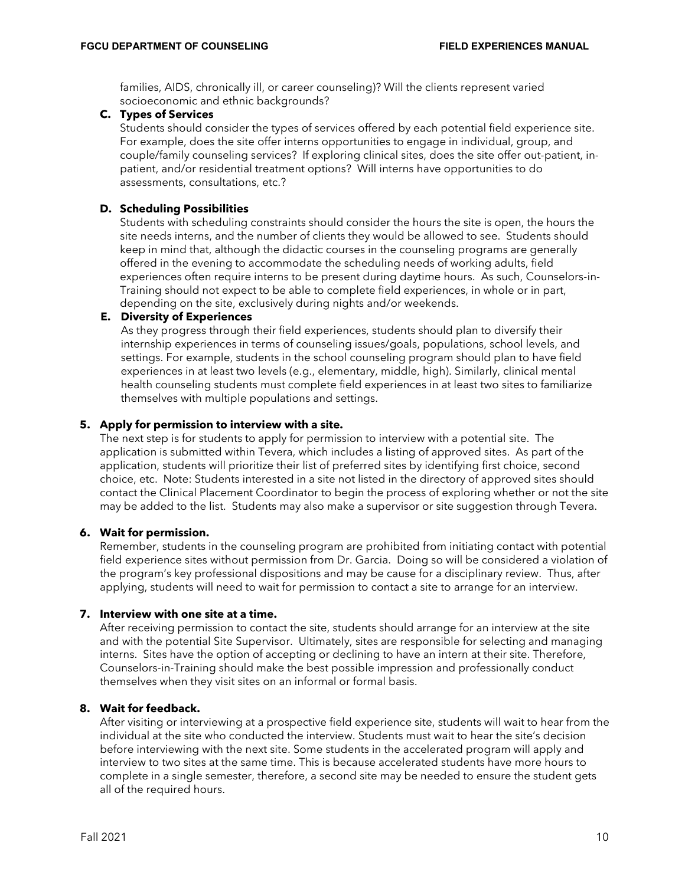families, AIDS, chronically ill, or career counseling)? Will the clients represent varied socioeconomic and ethnic backgrounds?

**C. Types of Services**

Students should consider the types of services offered by each potential field experience site. For example, does the site offer interns opportunities to engage in individual, group, and couple/family counseling services? If exploring clinical sites, does the site offer out-patient, in-patient, and/or residential treatment options? Will interns have opportunities to do assessments, consultations, etc.?

**D. Scheduling Possibilities**

Students with scheduling constraints should consider the hours the site is open, the hours the site needs interns, and the number of clients they would be allowed to see. Students should keep in mind that, although the didactic courses in the counseling programs are generally offered in the evening to accommodate the scheduling needs of working adults, field experiences often require interns to be present during daytime hours. As such, Counselors-in-Training should not expect to be able to complete field experiences, in whole or in part, depending on the site, exclusively during nights and/or weekends.

**E. Diversity of Experiences**

As they progress through their field experiences, students should plan to diversify their internship experiences in terms of counseling issues/goals, populations, school levels, and settings. For example, students in the school counseling program should plan to have field experiences in at least two levels (e.g., elementary, middle, high). Similarly, clinical mental health counseling students must complete field experiences in at least two sites to familiarize themselves with multiple populations and settings.

**5. Apply for permission to interview with a site.**

The next step is for students to apply for permission to interview with a potential site. The application is submitted within Tevera, which includes a listing of approved sites. As part of the application, students will prioritize their list of preferred sites by identifying first choice, second choice, etc. Note: Students interested in a site not listed in the directory of approved sites should contact the Clinical Placement Coordinator to begin the process of exploring whether or not the site may be added to the list. Students may also make a supervisor or site suggestion through Tevera.

**6. Wait for permission.**

Remember, students in the counseling program are prohibited from initiating contact with potential field experience sites without permission from Dr. Garcia. Doing so will be considered a violation of the program's key professional dispositions and may be cause for a disciplinary review. Thus, after applying, students will need to wait for permission to contact a site to arrange for an interview.

**7. Interview with one site at a time.**

After receiving permission to contact the site, students should arrange for an interview at the site and with the potential Site Supervisor. Ultimately, sites are responsible for selecting and managing interns. Sites have the option of accepting or declining to have an intern at their site. Therefore, Counselors-in-Training should make the best possible impression and professionally conduct themselves when they visit sites on an informal or formal basis.

**8. Wait for feedback.**

After visiting or interviewing at a prospective field experience site, students will wait to hear from the individual at the site who conducted the interview. Students must wait to hear the site's decision before interviewing with the next site. Some students in the accelerated program will apply and interview to two sites at the same time. This is because accelerated students have more hours to complete in a single semester, therefore, a second site may be needed to ensure the student gets all of the required hours.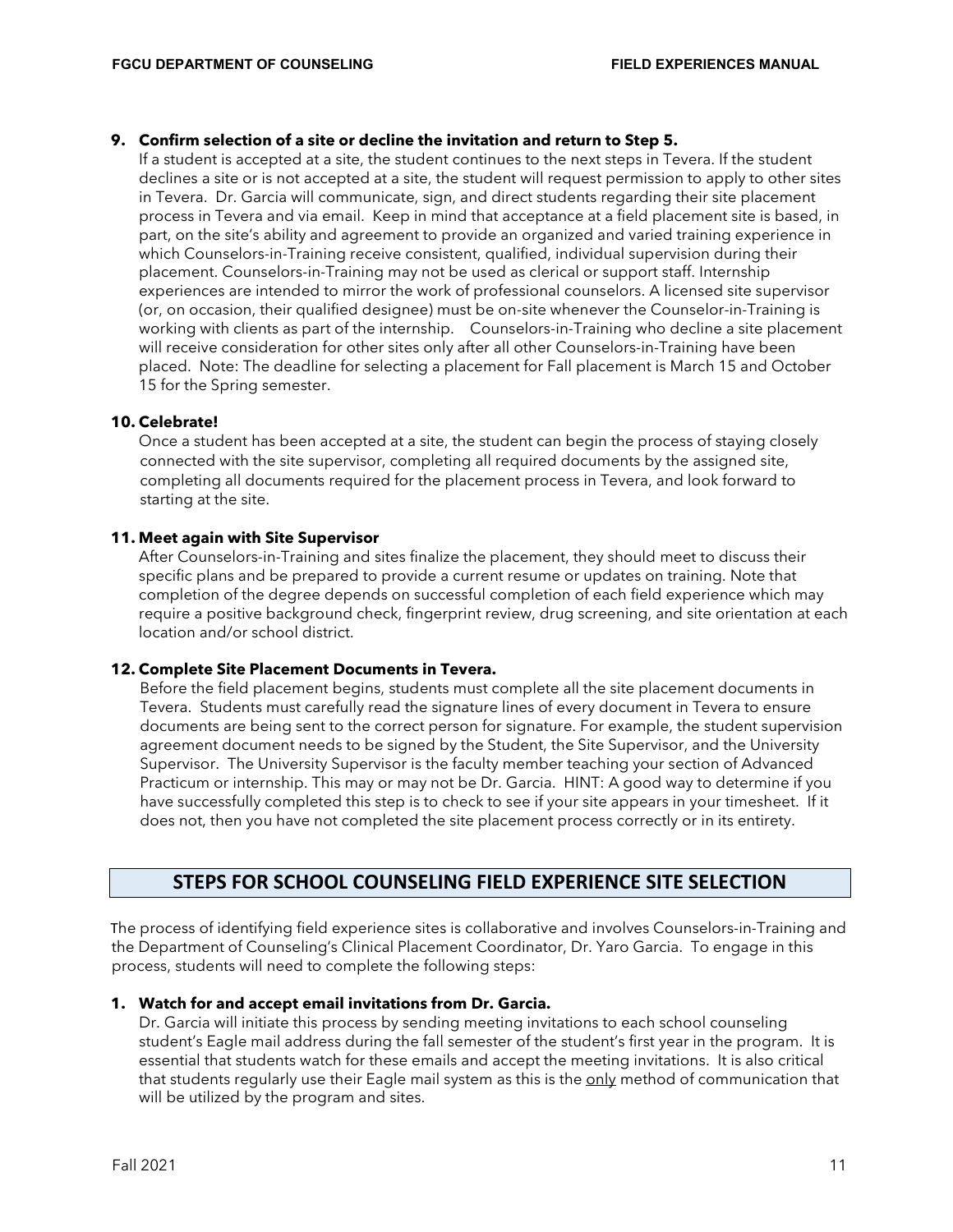**9. Confirm selection of a site or decline the invitation and return to Step 5.**

If a student is accepted at a site, the student continues to the next steps in Tevera. If the student declines a site or is not accepted at a site, the student will request permission to apply to other sites in Tevera. Dr. Garcia will communicate, sign, and direct students regarding their site placement process in Tevera and via email. Keep in mind that acceptance at a field placement site is based, in part, on the site's ability and agreement to provide an organized and varied training experience in which Counselors-in-Training receive consistent, qualified, individual supervision during their placement. Counselors-in-Training may not be used as clerical or support staff. Internship experiences are intended to mirror the work of professional counselors. A licensed site supervisor (or, on occasion, their qualified designee) must be on-site whenever the Counselor-in-Training is working with clients as part of the internship. Counselors-in-Training who decline a site placement will receive consideration for other sites only after all other Counselors-in-Training have been placed. Note: The deadline for selecting a placement for Fall placement is March 15 and October 15 for the Spring semester.

**10. Celebrate!**

Once a student has been accepted at a site, the student can begin the process of staying closely connected with the site supervisor, completing all required documents by the assigned site, completing all documents required for the placement process in Tevera, and look forward to starting at the site.

**11. Meet again with Site Supervisor**

After Counselors-in-Training and sites finalize the placement, they should meet to discuss their specific plans and be prepared to provide a current resume or updates on training. Note that completion of the degree depends on successful completion of each field experience which may require a positive background check, fingerprint review, drug screening, and site orientation at each location and/or school district.

**12. Complete Site Placement Documents in Tevera.**

Before the field placement begins, students must complete all the site placement documents in Tevera. Students must carefully read the signature lines of every document in Tevera to ensure documents are being sent to the correct person for signature. For example, the student supervision agreement document needs to be signed by the Student, the Site Supervisor, and the University Supervisor. The University Supervisor is the faculty member teaching your section of Advanced Practicum or internship. This may or may not be Dr. Garcia. HINT: A good way to determine if you have successfully completed this step is to check to see if your site appears in your timesheet. If it does not, then you have not completed the site placement process correctly or in its entirety.

## STEPS FOR SCHOOL COUNSELING FIELD EXPERIENCE SITE SELECTION

The process of identifying field experience sites is collaborative and involves Counselors-in-Training and the Department of Counseling's Clinical Placement Coordinator, Dr. Yaro Garcia. To engage in this process, students will need to complete the following steps:

**1. Watch for and accept email invitations from Dr. Garcia.**

Dr. Garcia will initiate this process by sending meeting invitations to each school counseling student's Eagle mail address during the fall semester of the student's first year in the program. It is essential that students watch for these emails and accept the meeting invitations. It is also critical that students regularly use their Eagle mail system as this is the only method of communication that will be utilized by the program and sites.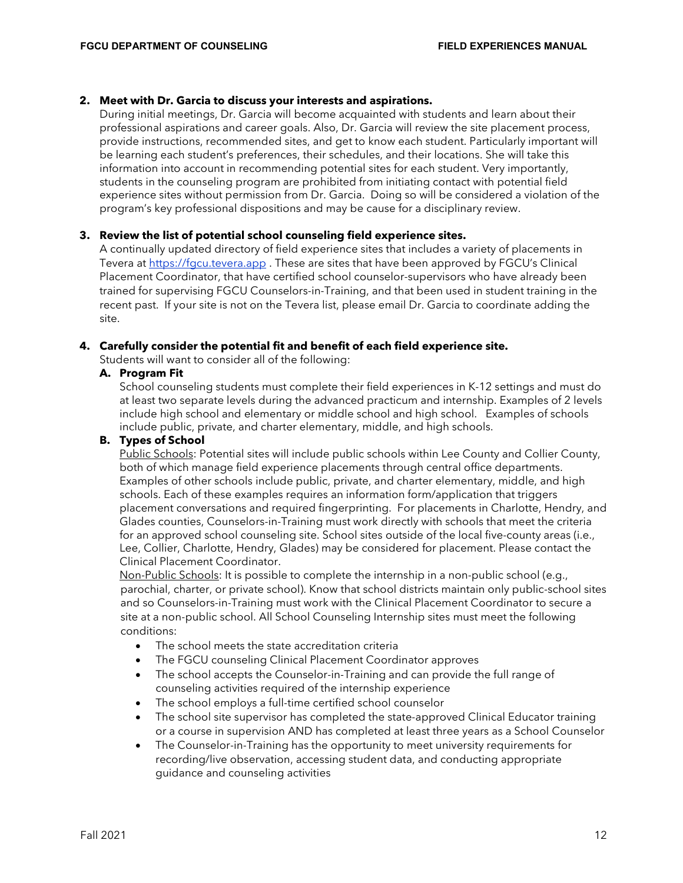**2. Meet with Dr. Garcia to discuss your interests and aspirations.**

During initial meetings, Dr. Garcia will become acquainted with students and learn about their professional aspirations and career goals. Also, Dr. Garcia will review the site placement process, provide instructions, recommended sites, and get to know each student. Particularly important will be learning each student's preferences, their schedules, and their locations. She will take this information into account in recommending potential sites for each student. Very importantly, students in the counseling program are prohibited from initiating contact with potential field experience sites without permission from Dr. Garcia. Doing so will be considered a violation of the program's key professional dispositions and may be cause for a disciplinary review.

**3. Review the list of potential school counseling field experience sites.**

A continually updated directory of field experience sites that includes a variety of placements in Tevera at [https://fgcu.tevera.app](https://fgcu.tevera.app) . These are sites that have been approved by FGCU's Clinical Placement Coordinator, that have certified school counselor-supervisors who have already been trained for supervising FGCU Counselors-in-Training, and that been used in student training in the recent past. If your site is not on the Tevera list, please email Dr. Garcia to coordinate adding the site.

**4. Carefully consider the potential fit and benefit of each field experience site.**

Students will want to consider all of the following:

**A. Program Fit**

School counseling students must complete their field experiences in K-12 settings and must do at least two separate levels during the advanced practicum and internship. Examples of 2 levels include high school and elementary or middle school and high school. Examples of schools include public, private, and charter elementary, middle, and high schools.

**B. Types of School**

Public Schools: Potential sites will include public schools within Lee County and Collier County, both of which manage field experience placements through central office departments. Examples of other schools include public, private, and charter elementary, middle, and high schools. Each of these examples requires an information form/application that triggers placement conversations and required fingerprinting. For placements in Charlotte, Hendry, and Glades counties, Counselors-in-Training must work directly with schools that meet the criteria for an approved school counseling site. School sites outside of the local five-county areas (i.e., Lee, Collier, Charlotte, Hendry, Glades) may be considered for placement. Please contact the Clinical Placement Coordinator.

Non-Public Schools: It is possible to complete the internship in a non-public school (e.g., parochial, charter, or private school). Know that school districts maintain only public-school sites and so Counselors-in-Training must work with the Clinical Placement Coordinator to secure a site at a non-public school. All School Counseling Internship sites must meet the following conditions:

- The school meets the state accreditation criteria
- The FGCU counseling Clinical Placement Coordinator approves
- The school accepts the Counselor-in-Training and can provide the full range of counseling activities required of the internship experience
- The school employs a full-time certified school counselor
- The school site supervisor has completed the state-approved Clinical Educator training or a course in supervision AND has completed at least three years as a School Counselor
- The Counselor-in-Training has the opportunity to meet university requirements for recording/live observation, accessing student data, and conducting appropriate guidance and counseling activities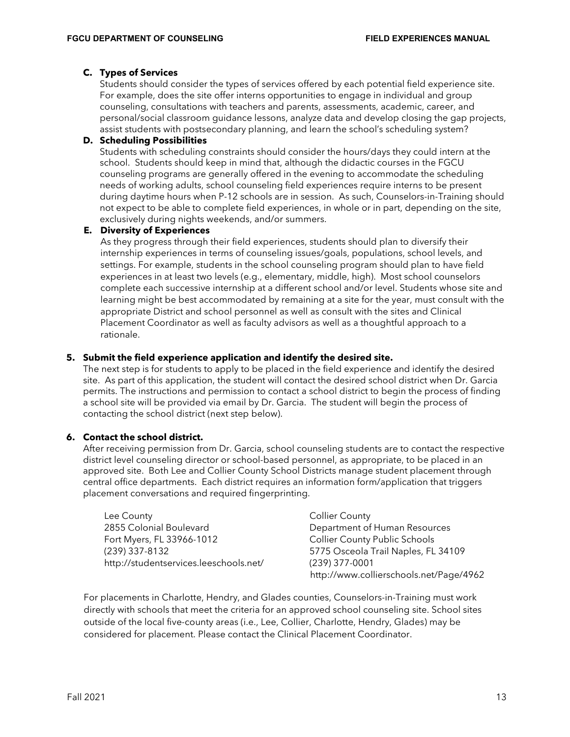**C. Types of Services**

Students should consider the types of services offered by each potential field experience site. For example, does the site offer interns opportunities to engage in individual and group counseling, consultations with teachers and parents, assessments, academic, career, and personal/social classroom guidance lessons, analyze data and develop closing the gap projects, assist students with postsecondary planning, and learn the school's scheduling system?

**D. Scheduling Possibilities**

Students with scheduling constraints should consider the hours/days they could intern at the school. Students should keep in mind that, although the didactic courses in the FGCU counseling programs are generally offered in the evening to accommodate the scheduling needs of working adults, school counseling field experiences require interns to be present during daytime hours when P-12 schools are in session. As such, Counselors-in-Training should not expect to be able to complete field experiences, in whole or in part, depending on the site, exclusively during nights weekends, and/or summers.

**E. Diversity of Experiences**

As they progress through their field experiences, students should plan to diversify their internship experiences in terms of counseling issues/goals, populations, school levels, and settings. For example, students in the school counseling program should plan to have field experiences in at least two levels (e.g., elementary, middle, high). Most school counselors complete each successive internship at a different school and/or level. Students whose site and learning might be best accommodated by remaining at a site for the year, must consult with the appropriate District and school personnel as well as consult with the sites and Clinical Placement Coordinator as well as faculty advisors as well as a thoughtful approach to a rationale.

**5. Submit the field experience application and identify the desired site.**

The next step is for students to apply to be placed in the field experience and identify the desired site. As part of this application, the student will contact the desired school district when Dr. Garcia permits. The instructions and permission to contact a school district to begin the process of finding a school site will be provided via email by Dr. Garcia. The student will begin the process of contacting the school district (next step below).

**6. Contact the school district.**

After receiving permission from Dr. Garcia, school counseling students are to contact the respective district level counseling director or school-based personnel, as appropriate, to be placed in an approved site. Both Lee and Collier County School Districts manage student placement through central office departments. Each district requires an information form/application that triggers placement conversations and required fingerprinting.

Lee County
2855 Colonial Boulevard
Fort Myers, FL 33966-1012
(239) 337-8132
http://studentservices.leeschools.net/

Collier County
Department of Human Resources
Collier County Public Schools
5775 Osceola Trail Naples, FL 34109
(239) 377-0001
http://www.collierschools.net/Page/4962

For placements in Charlotte, Hendry, and Glades counties, Counselors-in-Training must work directly with schools that meet the criteria for an approved school counseling site. School sites outside of the local five-county areas (i.e., Lee, Collier, Charlotte, Hendry, Glades) may be considered for placement. Please contact the Clinical Placement Coordinator.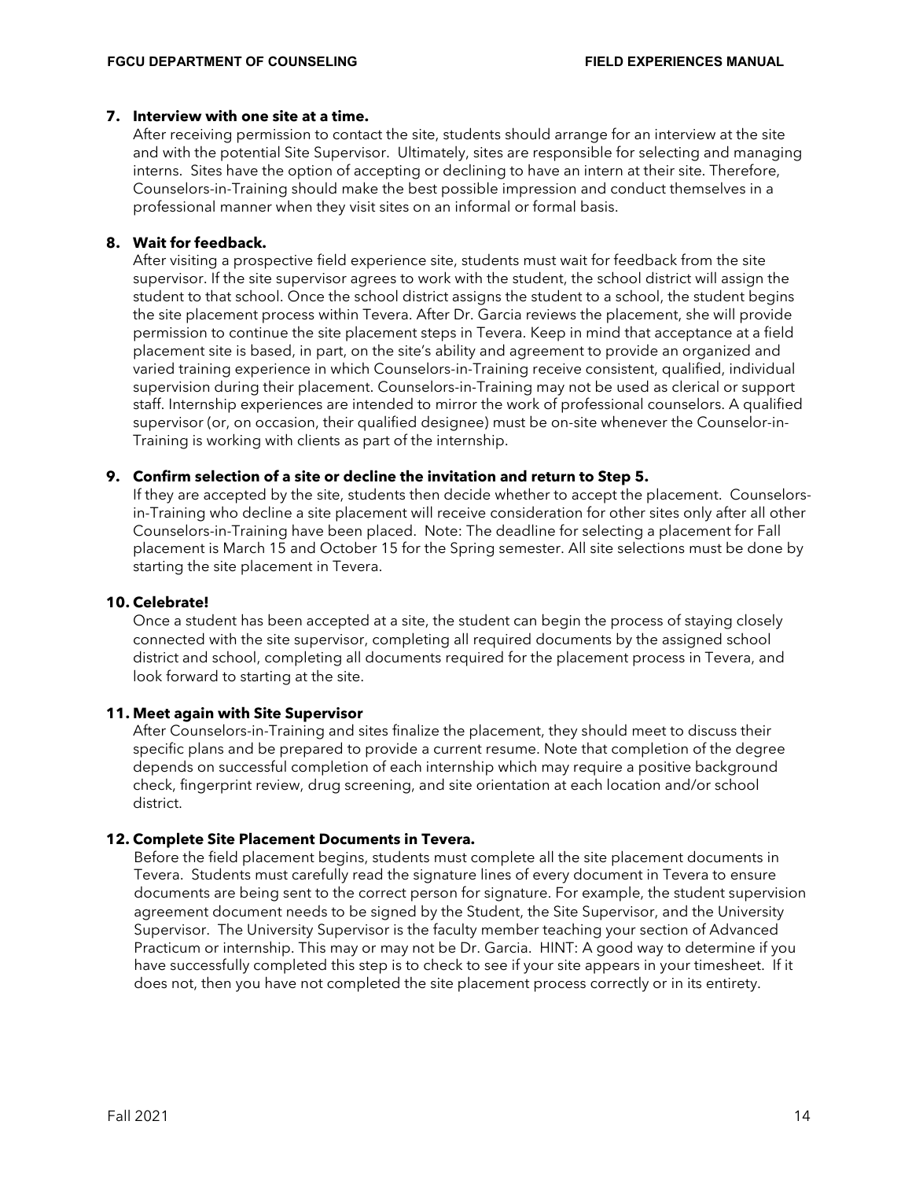**7. Interview with one site at a time.**

After receiving permission to contact the site, students should arrange for an interview at the site and with the potential Site Supervisor. Ultimately, sites are responsible for selecting and managing interns. Sites have the option of accepting or declining to have an intern at their site. Therefore, Counselors-in-Training should make the best possible impression and conduct themselves in a professional manner when they visit sites on an informal or formal basis.

**8. Wait for feedback.**

After visiting a prospective field experience site, students must wait for feedback from the site supervisor. If the site supervisor agrees to work with the student, the school district will assign the student to that school. Once the school district assigns the student to a school, the student begins the site placement process within Tevera. After Dr. Garcia reviews the placement, she will provide permission to continue the site placement steps in Tevera. Keep in mind that acceptance at a field placement site is based, in part, on the site's ability and agreement to provide an organized and varied training experience in which Counselors-in-Training receive consistent, qualified, individual supervision during their placement. Counselors-in-Training may not be used as clerical or support staff. Internship experiences are intended to mirror the work of professional counselors. A qualified supervisor (or, on occasion, their qualified designee) must be on-site whenever the Counselor-in-Training is working with clients as part of the internship.

**9. Confirm selection of a site or decline the invitation and return to Step 5.**

If they are accepted by the site, students then decide whether to accept the placement. Counselors-in-Training who decline a site placement will receive consideration for other sites only after all other Counselors-in-Training have been placed. Note: The deadline for selecting a placement for Fall placement is March 15 and October 15 for the Spring semester. All site selections must be done by starting the site placement in Tevera.

**10. Celebrate!**

Once a student has been accepted at a site, the student can begin the process of staying closely connected with the site supervisor, completing all required documents by the assigned school district and school, completing all documents required for the placement process in Tevera, and look forward to starting at the site.

**11. Meet again with Site Supervisor**

After Counselors-in-Training and sites finalize the placement, they should meet to discuss their specific plans and be prepared to provide a current resume. Note that completion of the degree depends on successful completion of each internship which may require a positive background check, fingerprint review, drug screening, and site orientation at each location and/or school district.

**12. Complete Site Placement Documents in Tevera.**

Before the field placement begins, students must complete all the site placement documents in Tevera. Students must carefully read the signature lines of every document in Tevera to ensure documents are being sent to the correct person for signature. For example, the student supervision agreement document needs to be signed by the Student, the Site Supervisor, and the University Supervisor. The University Supervisor is the faculty member teaching your section of Advanced Practicum or internship. This may or may not be Dr. Garcia. HINT: A good way to determine if you have successfully completed this step is to check to see if your site appears in your timesheet. If it does not, then you have not completed the site placement process correctly or in its entirety.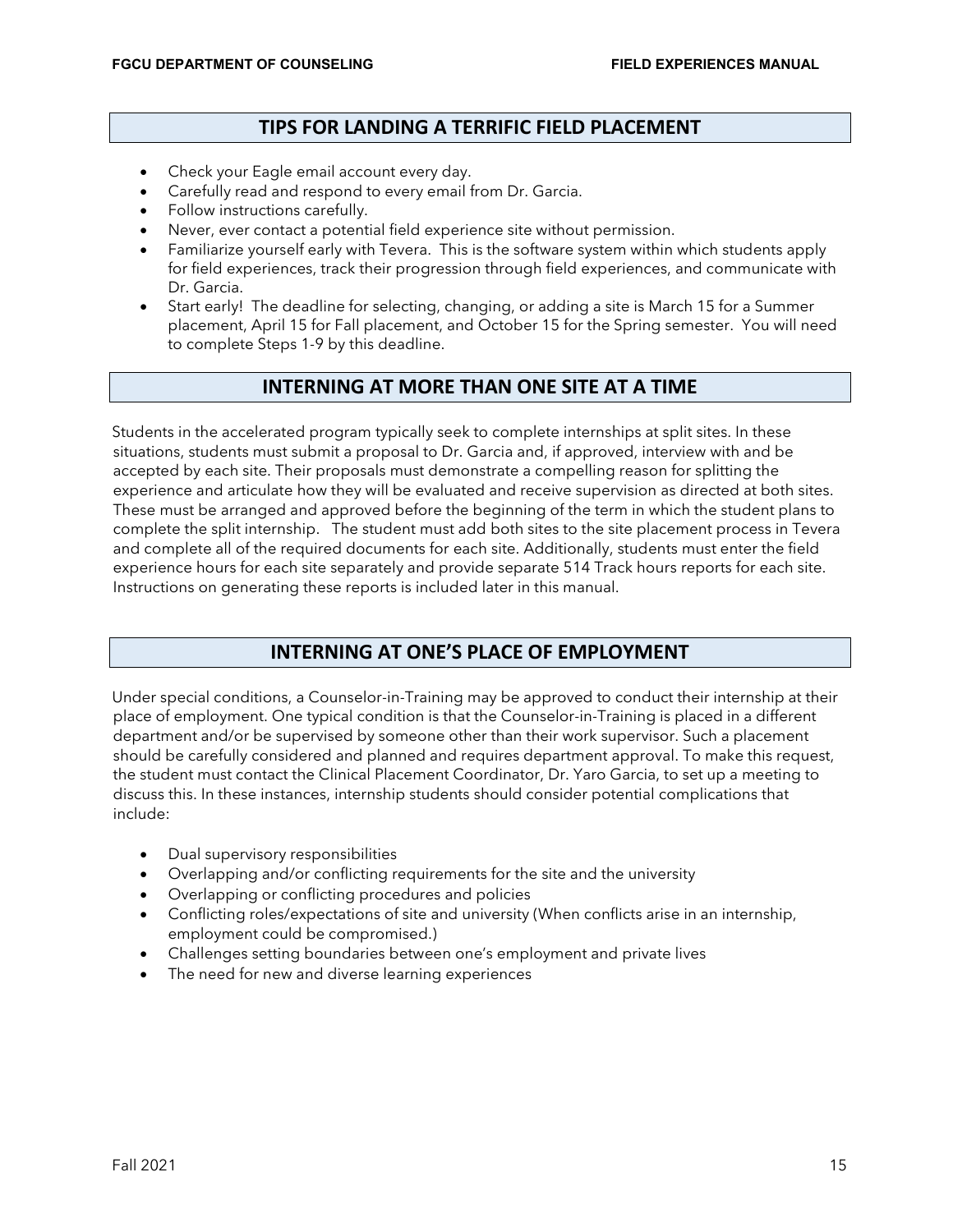## TIPS FOR LANDING A TERRIFIC FIELD PLACEMENT

- Check your Eagle email account every day.
- Carefully read and respond to every email from Dr. Garcia.
- Follow instructions carefully.
- Never, ever contact a potential field experience site without permission.
- Familiarize yourself early with Tevera. This is the software system within which students apply for field experiences, track their progression through field experiences, and communicate with Dr. Garcia.
- Start early! The deadline for selecting, changing, or adding a site is March 15 for a Summer placement, April 15 for Fall placement, and October 15 for the Spring semester. You will need to complete Steps 1-9 by this deadline.

## INTERNING AT MORE THAN ONE SITE AT A TIME

Students in the accelerated program typically seek to complete internships at split sites. In these situations, students must submit a proposal to Dr. Garcia and, if approved, interview with and be accepted by each site. Their proposals must demonstrate a compelling reason for splitting the experience and articulate how they will be evaluated and receive supervision as directed at both sites. These must be arranged and approved before the beginning of the term in which the student plans to complete the split internship. The student must add both sites to the site placement process in Tevera and complete all of the required documents for each site. Additionally, students must enter the field experience hours for each site separately and provide separate 514 Track hours reports for each site. Instructions on generating these reports is included later in this manual.

## INTERNING AT ONE'S PLACE OF EMPLOYMENT

Under special conditions, a Counselor-in-Training may be approved to conduct their internship at their place of employment. One typical condition is that the Counselor-in-Training is placed in a different department and/or be supervised by someone other than their work supervisor. Such a placement should be carefully considered and planned and requires department approval. To make this request, the student must contact the Clinical Placement Coordinator, Dr. Yaro Garcia, to set up a meeting to discuss this. In these instances, internship students should consider potential complications that include:

- Dual supervisory responsibilities
- Overlapping and/or conflicting requirements for the site and the university
- Overlapping or conflicting procedures and policies
- Conflicting roles/expectations of site and university (When conflicts arise in an internship, employment could be compromised.)
- Challenges setting boundaries between one's employment and private lives
- The need for new and diverse learning experiences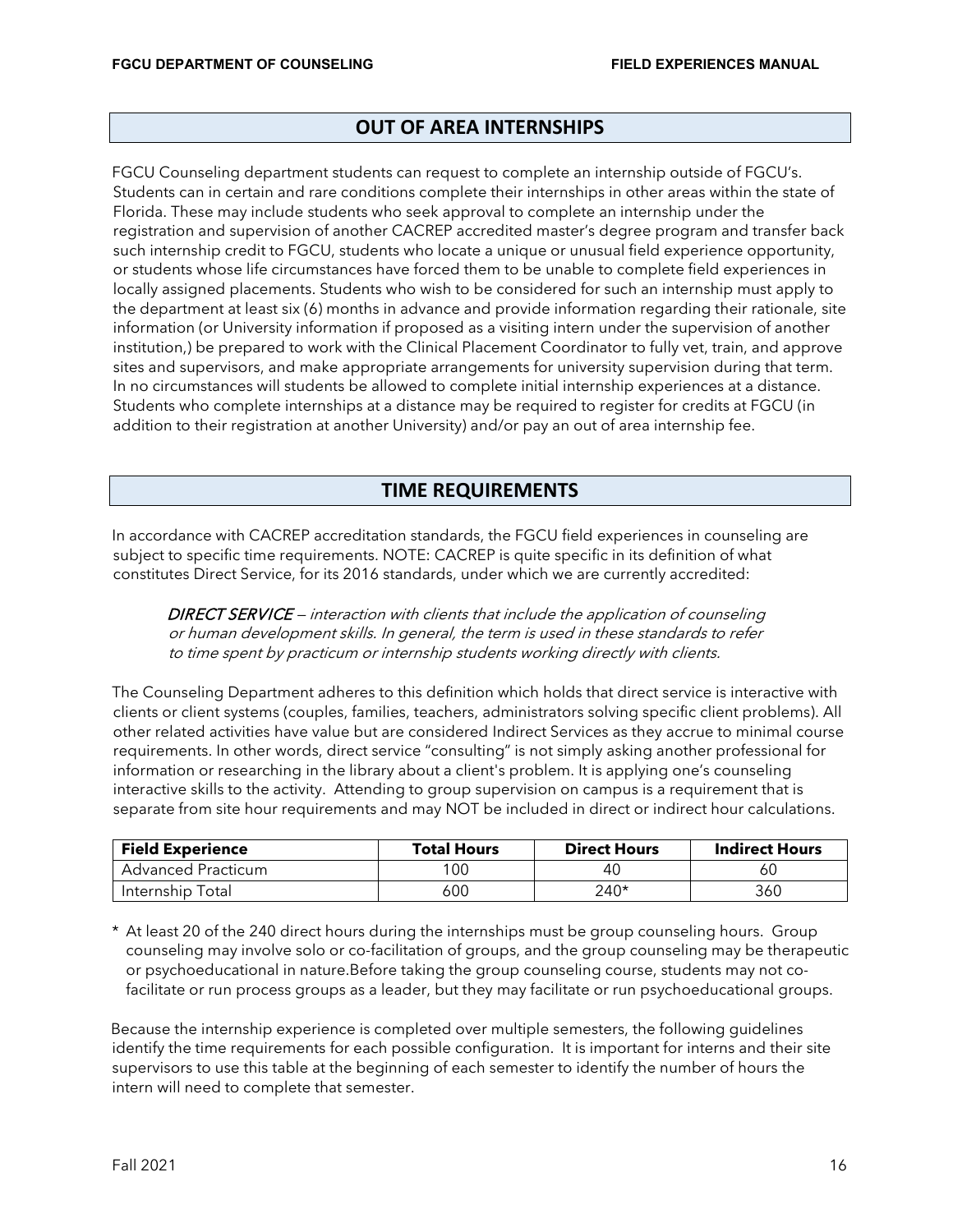## OUT OF AREA INTERNSHIPS

FGCU Counseling department students can request to complete an internship outside of FGCU's. Students can in certain and rare conditions complete their internships in other areas within the state of Florida. These may include students who seek approval to complete an internship under the registration and supervision of another CACREP accredited master's degree program and transfer back such internship credit to FGCU, students who locate a unique or unusual field experience opportunity, or students whose life circumstances have forced them to be unable to complete field experiences in locally assigned placements. Students who wish to be considered for such an internship must apply to the department at least six (6) months in advance and provide information regarding their rationale, site information (or University information if proposed as a visiting intern under the supervision of another institution,) be prepared to work with the Clinical Placement Coordinator to fully vet, train, and approve sites and supervisors, and make appropriate arrangements for university supervision during that term. In no circumstances will students be allowed to complete initial internship experiences at a distance. Students who complete internships at a distance may be required to register for credits at FGCU (in addition to their registration at another University) and/or pay an out of area internship fee.

## TIME REQUIREMENTS

In accordance with CACREP accreditation standards, the FGCU field experiences in counseling are subject to specific time requirements. NOTE: CACREP is quite specific in its definition of what constitutes Direct Service, for its 2016 standards, under which we are currently accredited:

> *DIRECT SERVICE — interaction with clients that include the application of counseling or human development skills. In general, the term is used in these standards to refer to time spent by practicum or internship students working directly with clients.*

The Counseling Department adheres to this definition which holds that direct service is interactive with clients or client systems (couples, families, teachers, administrators solving specific client problems). All other related activities have value but are considered Indirect Services as they accrue to minimal course requirements. In other words, direct service "consulting" is not simply asking another professional for information or researching in the library about a client's problem. It is applying one's counseling interactive skills to the activity. Attending to group supervision on campus is a requirement that is separate from site hour requirements and may NOT be included in direct or indirect hour calculations.

| Field Experience | Total Hours | Direct Hours | Indirect Hours |
|---|---|---|---|
| Advanced Practicum | 100 | 40 | 60 |
| Internship Total | 600 | 240* | 360 |

\* At least 20 of the 240 direct hours during the internships must be group counseling hours. Group counseling may involve solo or co-facilitation of groups, and the group counseling may be therapeutic or psychoeducational in nature.Before taking the group counseling course, students may not co-facilitate or run process groups as a leader, but they may facilitate or run psychoeducational groups.

Because the internship experience is completed over multiple semesters, the following guidelines identify the time requirements for each possible configuration. It is important for interns and their site supervisors to use this table at the beginning of each semester to identify the number of hours the intern will need to complete that semester.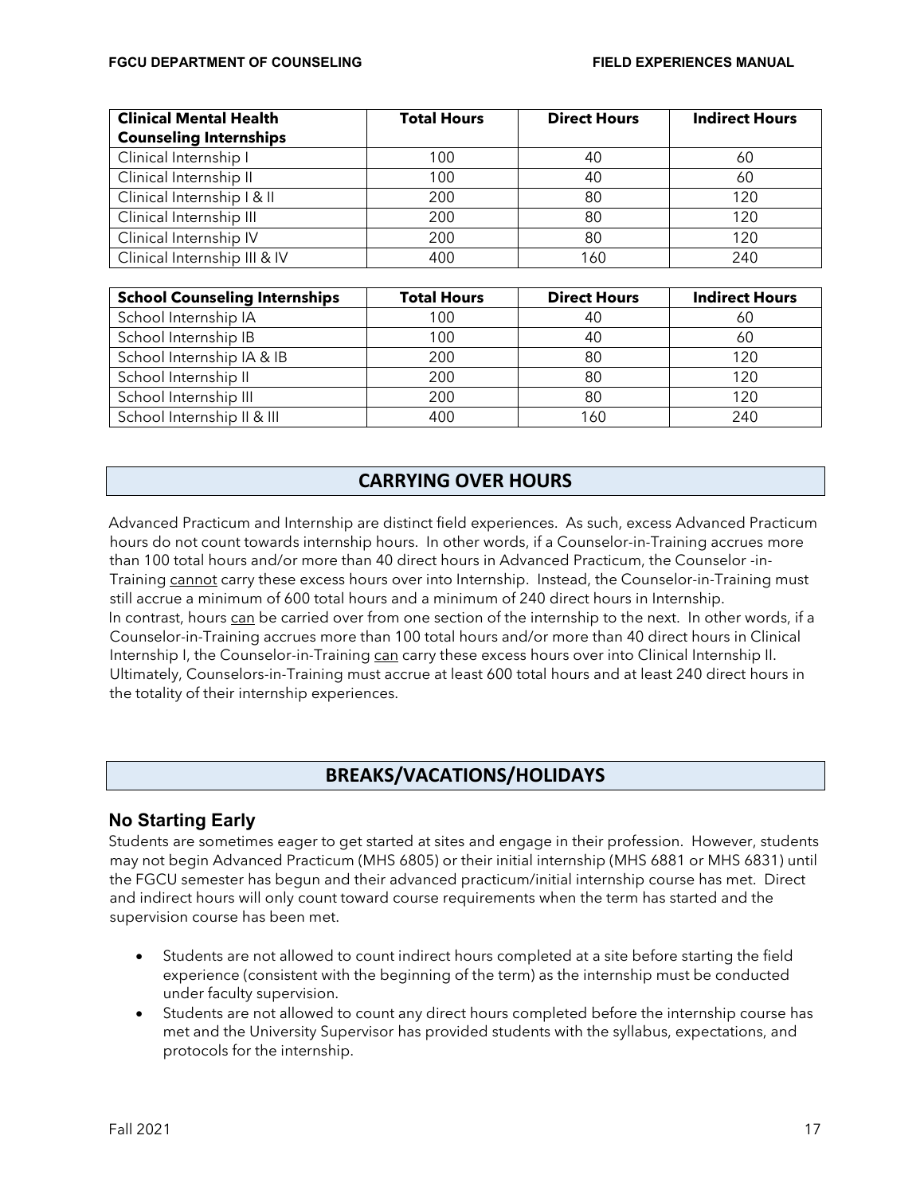| Clinical Mental Health Counseling Internships | Total Hours | Direct Hours | Indirect Hours |
|---|---|---|---|
| Clinical Internship I | 100 | 40 | 60 |
| Clinical Internship II | 100 | 40 | 60 |
| Clinical Internship I & II | 200 | 80 | 120 |
| Clinical Internship III | 200 | 80 | 120 |
| Clinical Internship IV | 200 | 80 | 120 |
| Clinical Internship III & IV | 400 | 160 | 240 |

| School Counseling Internships | Total Hours | Direct Hours | Indirect Hours |
|---|---|---|---|
| School Internship IA | 100 | 40 | 60 |
| School Internship IB | 100 | 40 | 60 |
| School Internship IA & IB | 200 | 80 | 120 |
| School Internship II | 200 | 80 | 120 |
| School Internship III | 200 | 80 | 120 |
| School Internship II & III | 400 | 160 | 240 |

## CARRYING OVER HOURS

Advanced Practicum and Internship are distinct field experiences. As such, excess Advanced Practicum hours do not count towards internship hours. In other words, if a Counselor-in-Training accrues more than 100 total hours and/or more than 40 direct hours in Advanced Practicum, the Counselor -in-Training <u>cannot</u> carry these excess hours over into Internship. Instead, the Counselor-in-Training must still accrue a minimum of 600 total hours and a minimum of 240 direct hours in Internship. In contrast, hours <u>can</u> be carried over from one section of the internship to the next. In other words, if a Counselor-in-Training accrues more than 100 total hours and/or more than 40 direct hours in Clinical Internship I, the Counselor-in-Training <u>can</u> carry these excess hours over into Clinical Internship II. Ultimately, Counselors-in-Training must accrue at least 600 total hours and at least 240 direct hours in the totality of their internship experiences.

## BREAKS/VACATIONS/HOLIDAYS

### No Starting Early

Students are sometimes eager to get started at sites and engage in their profession. However, students may not begin Advanced Practicum (MHS 6805) or their initial internship (MHS 6881 or MHS 6831) until the FGCU semester has begun and their advanced practicum/initial internship course has met. Direct and indirect hours will only count toward course requirements when the term has started and the supervision course has been met.

- Students are not allowed to count indirect hours completed at a site before starting the field experience (consistent with the beginning of the term) as the internship must be conducted under faculty supervision.
- Students are not allowed to count any direct hours completed before the internship course has met and the University Supervisor has provided students with the syllabus, expectations, and protocols for the internship.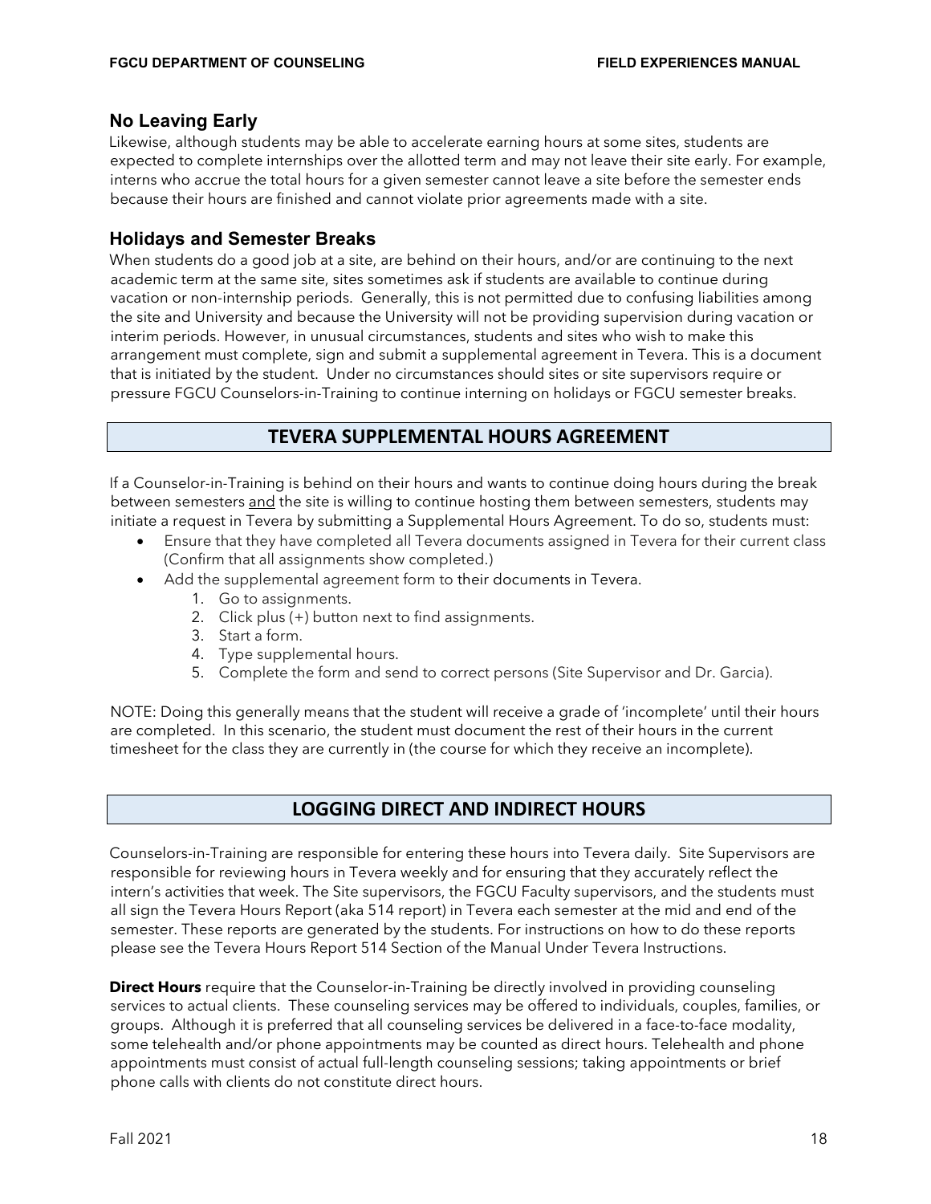### No Leaving Early

Likewise, although students may be able to accelerate earning hours at some sites, students are expected to complete internships over the allotted term and may not leave their site early. For example, interns who accrue the total hours for a given semester cannot leave a site before the semester ends because their hours are finished and cannot violate prior agreements made with a site.

### Holidays and Semester Breaks

When students do a good job at a site, are behind on their hours, and/or are continuing to the next academic term at the same site, sites sometimes ask if students are available to continue during vacation or non-internship periods. Generally, this is not permitted due to confusing liabilities among the site and University and because the University will not be providing supervision during vacation or interim periods. However, in unusual circumstances, students and sites who wish to make this arrangement must complete, sign and submit a supplemental agreement in Tevera. This is a document that is initiated by the student. Under no circumstances should sites or site supervisors require or pressure FGCU Counselors-in-Training to continue interning on holidays or FGCU semester breaks.

## TEVERA SUPPLEMENTAL HOURS AGREEMENT

If a Counselor-in-Training is behind on their hours and wants to continue doing hours during the break between semesters <u>and</u> the site is willing to continue hosting them between semesters, students may initiate a request in Tevera by submitting a Supplemental Hours Agreement. To do so, students must:

- Ensure that they have completed all Tevera documents assigned in Tevera for their current class (Confirm that all assignments show completed.)
- Add the supplemental agreement form to their documents in Tevera.
    1. Go to assignments.
    2. Click plus (+) button next to find assignments.
    3. Start a form.
    4. Type supplemental hours.
    5. Complete the form and send to correct persons (Site Supervisor and Dr. Garcia).

NOTE: Doing this generally means that the student will receive a grade of 'incomplete' until their hours are completed. In this scenario, the student must document the rest of their hours in the current timesheet for the class they are currently in (the course for which they receive an incomplete).

## LOGGING DIRECT AND INDIRECT HOURS

Counselors-in-Training are responsible for entering these hours into Tevera daily. Site Supervisors are responsible for reviewing hours in Tevera weekly and for ensuring that they accurately reflect the intern's activities that week. The Site supervisors, the FGCU Faculty supervisors, and the students must all sign the Tevera Hours Report (aka 514 report) in Tevera each semester at the mid and end of the semester. These reports are generated by the students. For instructions on how to do these reports please see the Tevera Hours Report 514 Section of the Manual Under Tevera Instructions.

**Direct Hours** require that the Counselor-in-Training be directly involved in providing counseling services to actual clients. These counseling services may be offered to individuals, couples, families, or groups. Although it is preferred that all counseling services be delivered in a face-to-face modality, some telehealth and/or phone appointments may be counted as direct hours. Telehealth and phone appointments must consist of actual full-length counseling sessions; taking appointments or brief phone calls with clients do not constitute direct hours.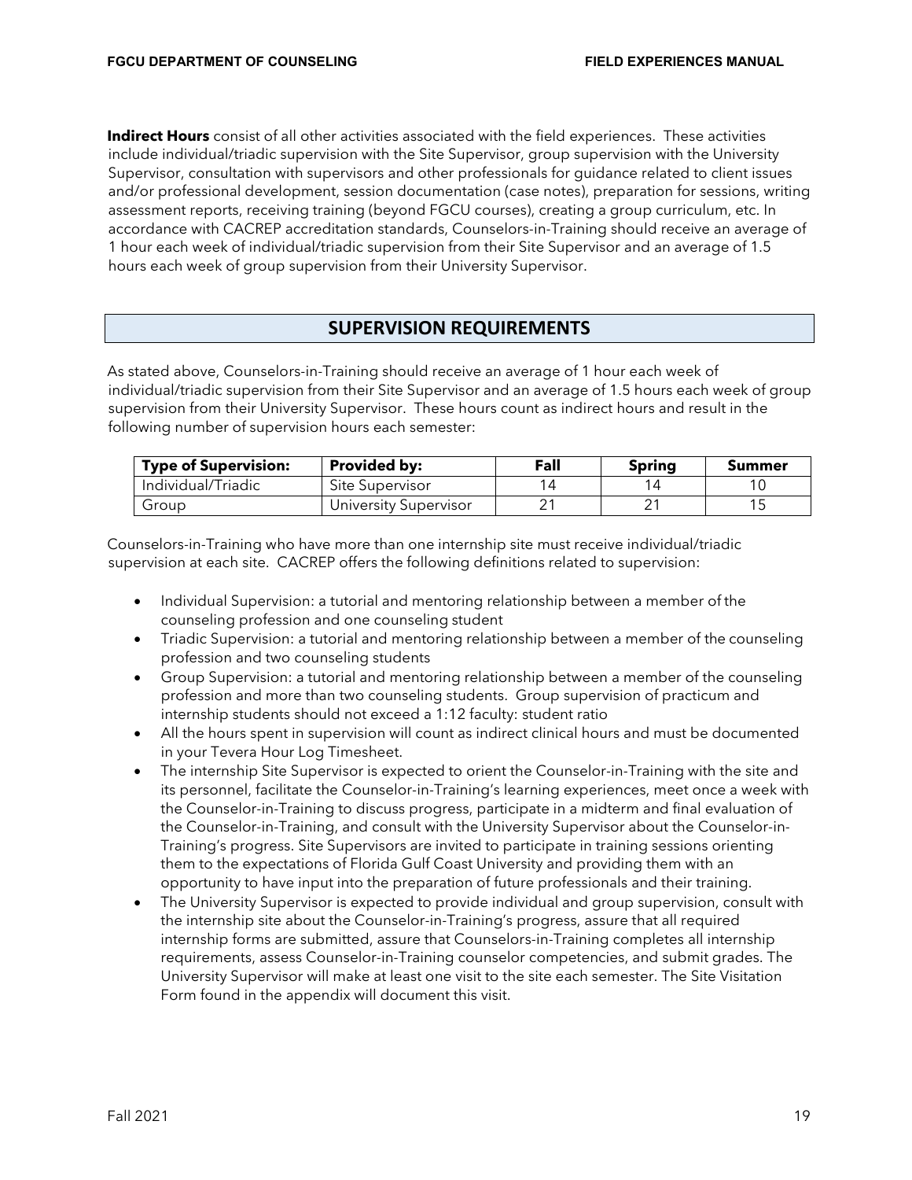**Indirect Hours** consist of all other activities associated with the field experiences. These activities include individual/triadic supervision with the Site Supervisor, group supervision with the University Supervisor, consultation with supervisors and other professionals for guidance related to client issues and/or professional development, session documentation (case notes), preparation for sessions, writing assessment reports, receiving training (beyond FGCU courses), creating a group curriculum, etc. In accordance with CACREP accreditation standards, Counselors-in-Training should receive an average of 1 hour each week of individual/triadic supervision from their Site Supervisor and an average of 1.5 hours each week of group supervision from their University Supervisor.

## SUPERVISION REQUIREMENTS

As stated above, Counselors-in-Training should receive an average of 1 hour each week of individual/triadic supervision from their Site Supervisor and an average of 1.5 hours each week of group supervision from their University Supervisor. These hours count as indirect hours and result in the following number of supervision hours each semester:

| Type of Supervision: | Provided by: | Fall | Spring | Summer |
|---|---|---|---|---|
| Individual/Triadic | Site Supervisor | 14 | 14 | 10 |
| Group | University Supervisor | 21 | 21 | 15 |

Counselors-in-Training who have more than one internship site must receive individual/triadic supervision at each site. CACREP offers the following definitions related to supervision:

- Individual Supervision: a tutorial and mentoring relationship between a member of the counseling profession and one counseling student
- Triadic Supervision: a tutorial and mentoring relationship between a member of the counseling profession and two counseling students
- Group Supervision: a tutorial and mentoring relationship between a member of the counseling profession and more than two counseling students. Group supervision of practicum and internship students should not exceed a 1:12 faculty: student ratio
- All the hours spent in supervision will count as indirect clinical hours and must be documented in your Tevera Hour Log Timesheet.
- The internship Site Supervisor is expected to orient the Counselor-in-Training with the site and its personnel, facilitate the Counselor-in-Training's learning experiences, meet once a week with the Counselor-in-Training to discuss progress, participate in a midterm and final evaluation of the Counselor-in-Training, and consult with the University Supervisor about the Counselor-in-Training's progress. Site Supervisors are invited to participate in training sessions orienting them to the expectations of Florida Gulf Coast University and providing them with an opportunity to have input into the preparation of future professionals and their training.
- The University Supervisor is expected to provide individual and group supervision, consult with the internship site about the Counselor-in-Training's progress, assure that all required internship forms are submitted, assure that Counselors-in-Training completes all internship requirements, assess Counselor-in-Training counselor competencies, and submit grades. The University Supervisor will make at least one visit to the site each semester. The Site Visitation Form found in the appendix will document this visit.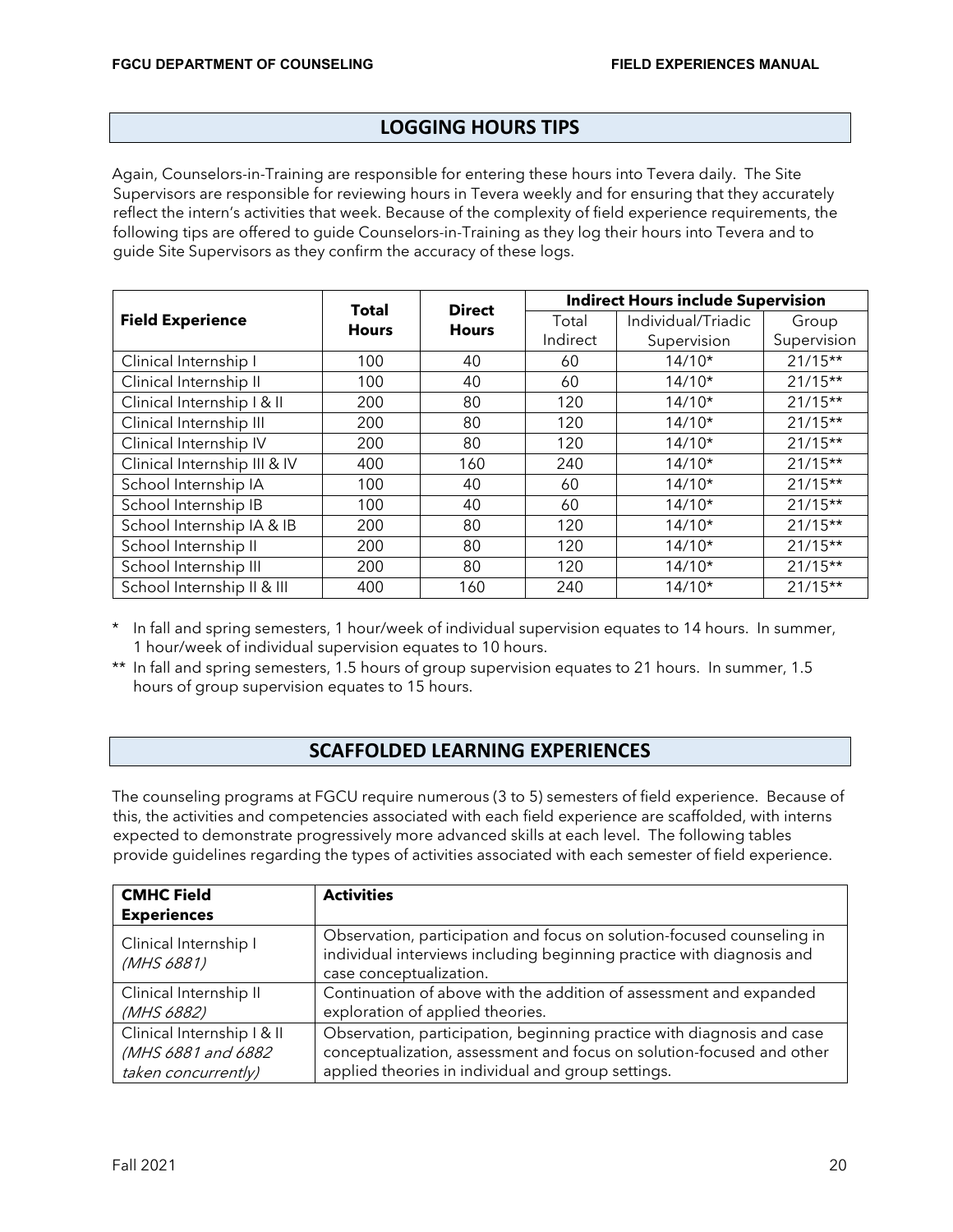## LOGGING HOURS TIPS

Again, Counselors-in-Training are responsible for entering these hours into Tevera daily. The Site Supervisors are responsible for reviewing hours in Tevera weekly and for ensuring that they accurately reflect the intern's activities that week. Because of the complexity of field experience requirements, the following tips are offered to guide Counselors-in-Training as they log their hours into Tevera and to guide Site Supervisors as they confirm the accuracy of these logs.

| Field Experience | Total Hours | Direct Hours | Indirect Hours include Supervision | | |
|---|---|---|---|---|---|
| | | | Total Indirect | Individual/Triadic Supervision | Group Supervision |
| Clinical Internship I | 100 | 40 | 60 | 14/10* | 21/15** |
| Clinical Internship II | 100 | 40 | 60 | 14/10* | 21/15** |
| Clinical Internship I & II | 200 | 80 | 120 | 14/10* | 21/15** |
| Clinical Internship III | 200 | 80 | 120 | 14/10* | 21/15** |
| Clinical Internship IV | 200 | 80 | 120 | 14/10* | 21/15** |
| Clinical Internship III & IV | 400 | 160 | 240 | 14/10* | 21/15** |
| School Internship IA | 100 | 40 | 60 | 14/10* | 21/15** |
| School Internship IB | 100 | 40 | 60 | 14/10* | 21/15** |
| School Internship IA & IB | 200 | 80 | 120 | 14/10* | 21/15** |
| School Internship II | 200 | 80 | 120 | 14/10* | 21/15** |
| School Internship III | 200 | 80 | 120 | 14/10* | 21/15** |
| School Internship II & III | 400 | 160 | 240 | 14/10* | 21/15** |

\* In fall and spring semesters, 1 hour/week of individual supervision equates to 14 hours. In summer, 1 hour/week of individual supervision equates to 10 hours.

\** In fall and spring semesters, 1.5 hours of group supervision equates to 21 hours. In summer, 1.5 hours of group supervision equates to 15 hours.

## SCAFFOLDED LEARNING EXPERIENCES

The counseling programs at FGCU require numerous (3 to 5) semesters of field experience. Because of this, the activities and competencies associated with each field experience are scaffolded, with interns expected to demonstrate progressively more advanced skills at each level. The following tables provide guidelines regarding the types of activities associated with each semester of field experience.

| CMHC Field Experiences | Activities |
|---|---|
| Clinical Internship I *(MHS 6881)* | Observation, participation and focus on solution-focused counseling in individual interviews including beginning practice with diagnosis and case conceptualization. |
| Clinical Internship II *(MHS 6882)* | Continuation of above with the addition of assessment and expanded exploration of applied theories. |
| Clinical Internship I & II *(MHS 6881 and 6882 taken concurrently)* | Observation, participation, beginning practice with diagnosis and case conceptualization, assessment and focus on solution-focused and other applied theories in individual and group settings. |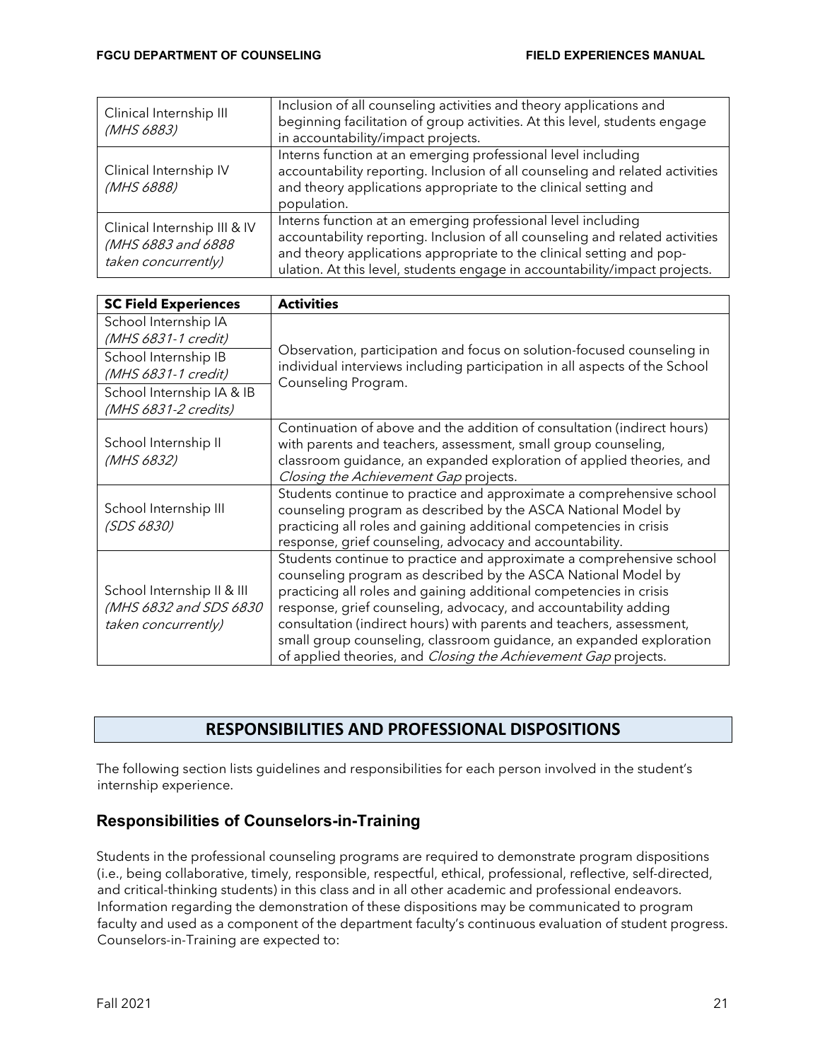| | |
|---|---|
| Clinical Internship III *(MHS 6883)* | Inclusion of all counseling activities and theory applications and beginning facilitation of group activities. At this level, students engage in accountability/impact projects. |
| Clinical Internship IV *(MHS 6888)* | Interns function at an emerging professional level including accountability reporting. Inclusion of all counseling and related activities and theory applications appropriate to the clinical setting and population. |
| Clinical Internship III & IV *(MHS 6883 and 6888 taken concurrently)* | Interns function at an emerging professional level including accountability reporting. Inclusion of all counseling and related activities and theory applications appropriate to the clinical setting and population. At this level, students engage in accountability/impact projects. |

| **SC Field Experiences** | **Activities** |
|---|---|
| School Internship IA *(MHS 6831-1 credit)* | Observation, participation and focus on solution-focused counseling in individual interviews including participation in all aspects of the School Counseling Program. |
| School Internship IB *(MHS 6831-1 credit)* | |
| School Internship IA & IB *(MHS 6831-2 credits)* | |
| School Internship II *(MHS 6832)* | Continuation of above and the addition of consultation (indirect hours) with parents and teachers, assessment, small group counseling, classroom guidance, an expanded exploration of applied theories, and *Closing the Achievement Gap* projects. |
| School Internship III *(SDS 6830)* | Students continue to practice and approximate a comprehensive school counseling program as described by the ASCA National Model by practicing all roles and gaining additional competencies in crisis response, grief counseling, advocacy and accountability. |
| School Internship II & III *(MHS 6832 and SDS 6830 taken concurrently)* | Students continue to practice and approximate a comprehensive school counseling program as described by the ASCA National Model by practicing all roles and gaining additional competencies in crisis response, grief counseling, advocacy, and accountability adding consultation (indirect hours) with parents and teachers, assessment, small group counseling, classroom guidance, an expanded exploration of applied theories, and *Closing the Achievement Gap* projects. |

## RESPONSIBILITIES AND PROFESSIONAL DISPOSITIONS

The following section lists guidelines and responsibilities for each person involved in the student's internship experience.

### Responsibilities of Counselors-in-Training

Students in the professional counseling programs are required to demonstrate program dispositions (i.e., being collaborative, timely, responsible, respectful, ethical, professional, reflective, self-directed, and critical-thinking students) in this class and in all other academic and professional endeavors. Information regarding the demonstration of these dispositions may be communicated to program faculty and used as a component of the department faculty's continuous evaluation of student progress. Counselors-in-Training are expected to: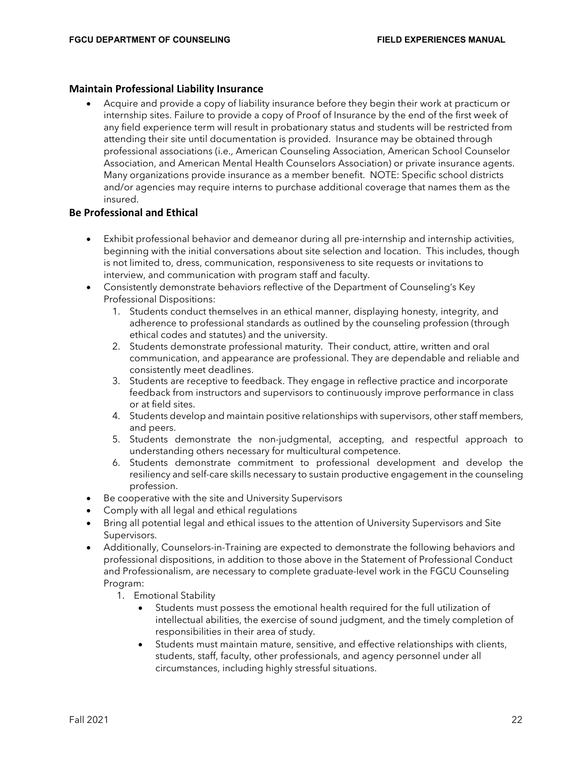## Maintain Professional Liability Insurance

- Acquire and provide a copy of liability insurance before they begin their work at practicum or internship sites. Failure to provide a copy of Proof of Insurance by the end of the first week of any field experience term will result in probationary status and students will be restricted from attending their site until documentation is provided. Insurance may be obtained through professional associations (i.e., American Counseling Association, American School Counselor Association, and American Mental Health Counselors Association) or private insurance agents. Many organizations provide insurance as a member benefit. NOTE: Specific school districts and/or agencies may require interns to purchase additional coverage that names them as the insured.

## Be Professional and Ethical

- Exhibit professional behavior and demeanor during all pre-internship and internship activities, beginning with the initial conversations about site selection and location. This includes, though is not limited to, dress, communication, responsiveness to site requests or invitations to interview, and communication with program staff and faculty.
- Consistently demonstrate behaviors reflective of the Department of Counseling's Key Professional Dispositions:
    1. Students conduct themselves in an ethical manner, displaying honesty, integrity, and adherence to professional standards as outlined by the counseling profession (through ethical codes and statutes) and the university.
    2. Students demonstrate professional maturity. Their conduct, attire, written and oral communication, and appearance are professional. They are dependable and reliable and consistently meet deadlines.
    3. Students are receptive to feedback. They engage in reflective practice and incorporate feedback from instructors and supervisors to continuously improve performance in class or at field sites.
    4. Students develop and maintain positive relationships with supervisors, other staff members, and peers.
    5. Students demonstrate the non-judgmental, accepting, and respectful approach to understanding others necessary for multicultural competence.
    6. Students demonstrate commitment to professional development and develop the resiliency and self-care skills necessary to sustain productive engagement in the counseling profession.
- Be cooperative with the site and University Supervisors
- Comply with all legal and ethical regulations
- Bring all potential legal and ethical issues to the attention of University Supervisors and Site Supervisors.
- Additionally, Counselors-in-Training are expected to demonstrate the following behaviors and professional dispositions, in addition to those above in the Statement of Professional Conduct and Professionalism, are necessary to complete graduate-level work in the FGCU Counseling Program:
    1. Emotional Stability
        - Students must possess the emotional health required for the full utilization of intellectual abilities, the exercise of sound judgment, and the timely completion of responsibilities in their area of study.
        - Students must maintain mature, sensitive, and effective relationships with clients, students, staff, faculty, other professionals, and agency personnel under all circumstances, including highly stressful situations.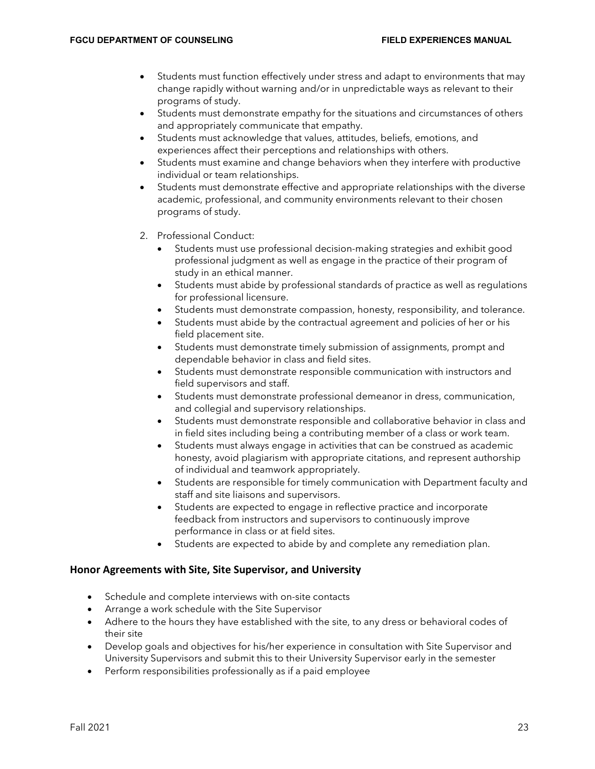- Students must function effectively under stress and adapt to environments that may change rapidly without warning and/or in unpredictable ways as relevant to their programs of study.
- Students must demonstrate empathy for the situations and circumstances of others and appropriately communicate that empathy.
- Students must acknowledge that values, attitudes, beliefs, emotions, and experiences affect their perceptions and relationships with others.
- Students must examine and change behaviors when they interfere with productive individual or team relationships.
- Students must demonstrate effective and appropriate relationships with the diverse academic, professional, and community environments relevant to their chosen programs of study.

2. Professional Conduct:
   - Students must use professional decision-making strategies and exhibit good professional judgment as well as engage in the practice of their program of study in an ethical manner.
   - Students must abide by professional standards of practice as well as regulations for professional licensure.
   - Students must demonstrate compassion, honesty, responsibility, and tolerance.
   - Students must abide by the contractual agreement and policies of her or his field placement site.
   - Students must demonstrate timely submission of assignments, prompt and dependable behavior in class and field sites.
   - Students must demonstrate responsible communication with instructors and field supervisors and staff.
   - Students must demonstrate professional demeanor in dress, communication, and collegial and supervisory relationships.
   - Students must demonstrate responsible and collaborative behavior in class and in field sites including being a contributing member of a class or work team.
   - Students must always engage in activities that can be construed as academic honesty, avoid plagiarism with appropriate citations, and represent authorship of individual and teamwork appropriately.
   - Students are responsible for timely communication with Department faculty and staff and site liaisons and supervisors.
   - Students are expected to engage in reflective practice and incorporate feedback from instructors and supervisors to continuously improve performance in class or at field sites.
   - Students are expected to abide by and complete any remediation plan.

## Honor Agreements with Site, Site Supervisor, and University

- Schedule and complete interviews with on-site contacts
- Arrange a work schedule with the Site Supervisor
- Adhere to the hours they have established with the site, to any dress or behavioral codes of their site
- Develop goals and objectives for his/her experience in consultation with Site Supervisor and University Supervisors and submit this to their University Supervisor early in the semester
- Perform responsibilities professionally as if a paid employee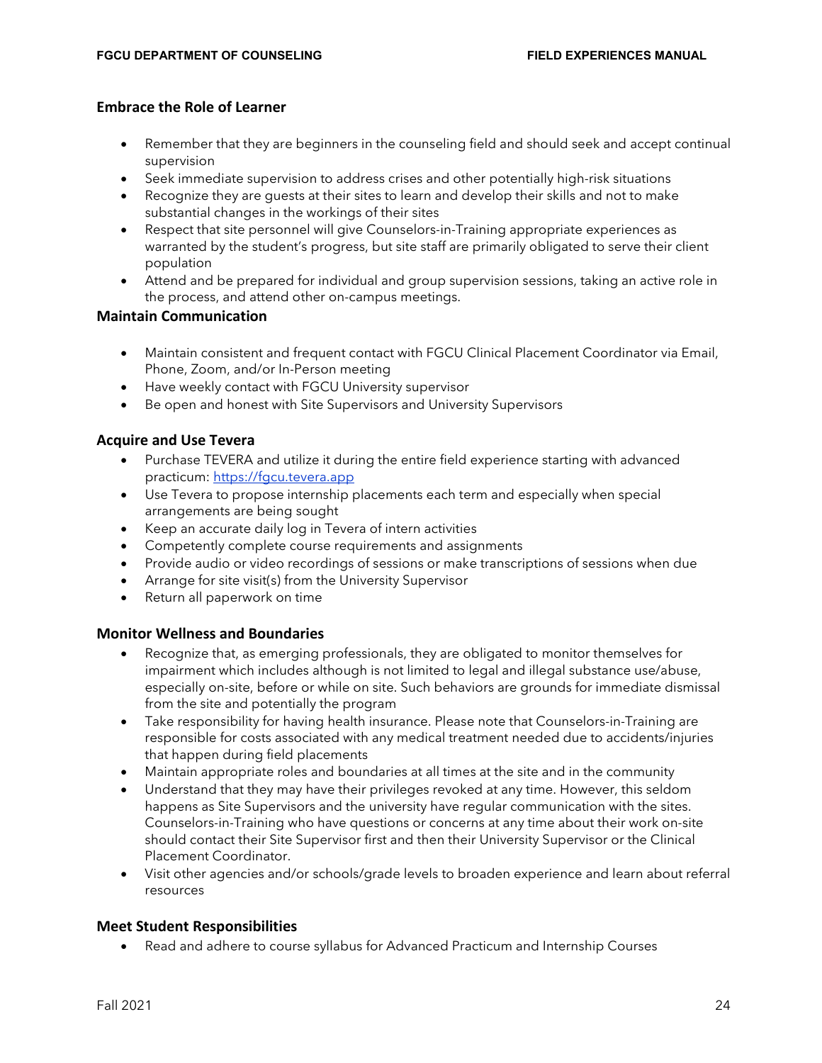### Embrace the Role of Learner

- Remember that they are beginners in the counseling field and should seek and accept continual supervision
- Seek immediate supervision to address crises and other potentially high-risk situations
- Recognize they are guests at their sites to learn and develop their skills and not to make substantial changes in the workings of their sites
- Respect that site personnel will give Counselors-in-Training appropriate experiences as warranted by the student's progress, but site staff are primarily obligated to serve their client population
- Attend and be prepared for individual and group supervision sessions, taking an active role in the process, and attend other on-campus meetings.

### Maintain Communication

- Maintain consistent and frequent contact with FGCU Clinical Placement Coordinator via Email, Phone, Zoom, and/or In-Person meeting
- Have weekly contact with FGCU University supervisor
- Be open and honest with Site Supervisors and University Supervisors

### Acquire and Use Tevera

- Purchase TEVERA and utilize it during the entire field experience starting with advanced practicum: https://fgcu.tevera.app
- Use Tevera to propose internship placements each term and especially when special arrangements are being sought
- Keep an accurate daily log in Tevera of intern activities
- Competently complete course requirements and assignments
- Provide audio or video recordings of sessions or make transcriptions of sessions when due
- Arrange for site visit(s) from the University Supervisor
- Return all paperwork on time

### Monitor Wellness and Boundaries

- Recognize that, as emerging professionals, they are obligated to monitor themselves for impairment which includes although is not limited to legal and illegal substance use/abuse, especially on-site, before or while on site. Such behaviors are grounds for immediate dismissal from the site and potentially the program
- Take responsibility for having health insurance. Please note that Counselors-in-Training are responsible for costs associated with any medical treatment needed due to accidents/injuries that happen during field placements
- Maintain appropriate roles and boundaries at all times at the site and in the community
- Understand that they may have their privileges revoked at any time. However, this seldom happens as Site Supervisors and the university have regular communication with the sites. Counselors-in-Training who have questions or concerns at any time about their work on-site should contact their Site Supervisor first and then their University Supervisor or the Clinical Placement Coordinator.
- Visit other agencies and/or schools/grade levels to broaden experience and learn about referral resources

### Meet Student Responsibilities

- Read and adhere to course syllabus for Advanced Practicum and Internship Courses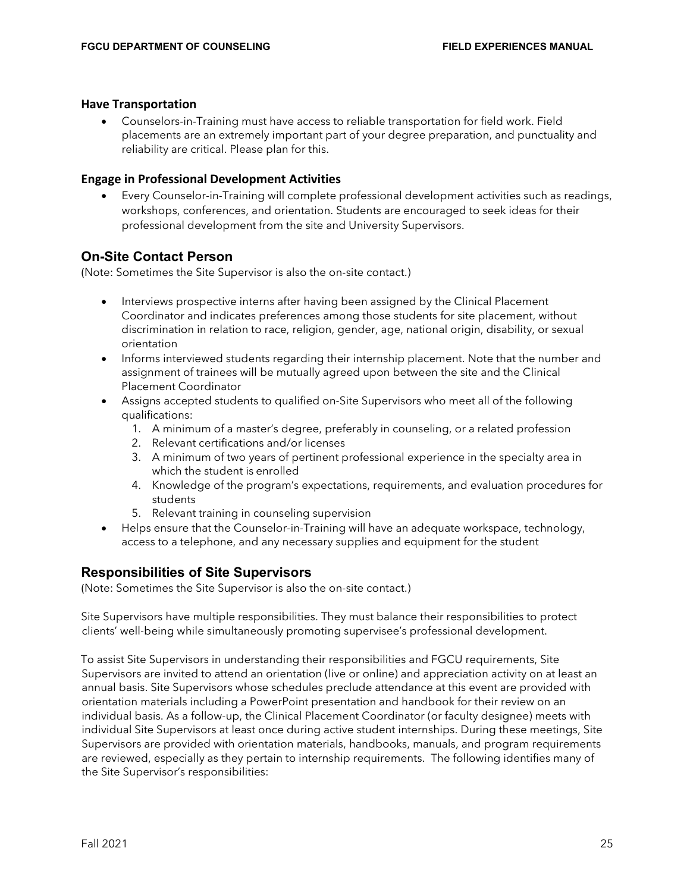### Have Transportation

- Counselors-in-Training must have access to reliable transportation for field work. Field placements are an extremely important part of your degree preparation, and punctuality and reliability are critical. Please plan for this.

### Engage in Professional Development Activities

- Every Counselor-in-Training will complete professional development activities such as readings, workshops, conferences, and orientation. Students are encouraged to seek ideas for their professional development from the site and University Supervisors.

## On-Site Contact Person

(Note: Sometimes the Site Supervisor is also the on-site contact.)

- Interviews prospective interns after having been assigned by the Clinical Placement Coordinator and indicates preferences among those students for site placement, without discrimination in relation to race, religion, gender, age, national origin, disability, or sexual orientation
- Informs interviewed students regarding their internship placement. Note that the number and assignment of trainees will be mutually agreed upon between the site and the Clinical Placement Coordinator
- Assigns accepted students to qualified on-Site Supervisors who meet all of the following qualifications:
    1. A minimum of a master's degree, preferably in counseling, or a related profession
    2. Relevant certifications and/or licenses
    3. A minimum of two years of pertinent professional experience in the specialty area in which the student is enrolled
    4. Knowledge of the program's expectations, requirements, and evaluation procedures for students
    5. Relevant training in counseling supervision
- Helps ensure that the Counselor-in-Training will have an adequate workspace, technology, access to a telephone, and any necessary supplies and equipment for the student

## Responsibilities of Site Supervisors

(Note: Sometimes the Site Supervisor is also the on-site contact.)

Site Supervisors have multiple responsibilities. They must balance their responsibilities to protect clients' well-being while simultaneously promoting supervisee's professional development.

To assist Site Supervisors in understanding their responsibilities and FGCU requirements, Site Supervisors are invited to attend an orientation (live or online) and appreciation activity on at least an annual basis. Site Supervisors whose schedules preclude attendance at this event are provided with orientation materials including a PowerPoint presentation and handbook for their review on an individual basis. As a follow-up, the Clinical Placement Coordinator (or faculty designee) meets with individual Site Supervisors at least once during active student internships. During these meetings, Site Supervisors are provided with orientation materials, handbooks, manuals, and program requirements are reviewed, especially as they pertain to internship requirements. The following identifies many of the Site Supervisor's responsibilities: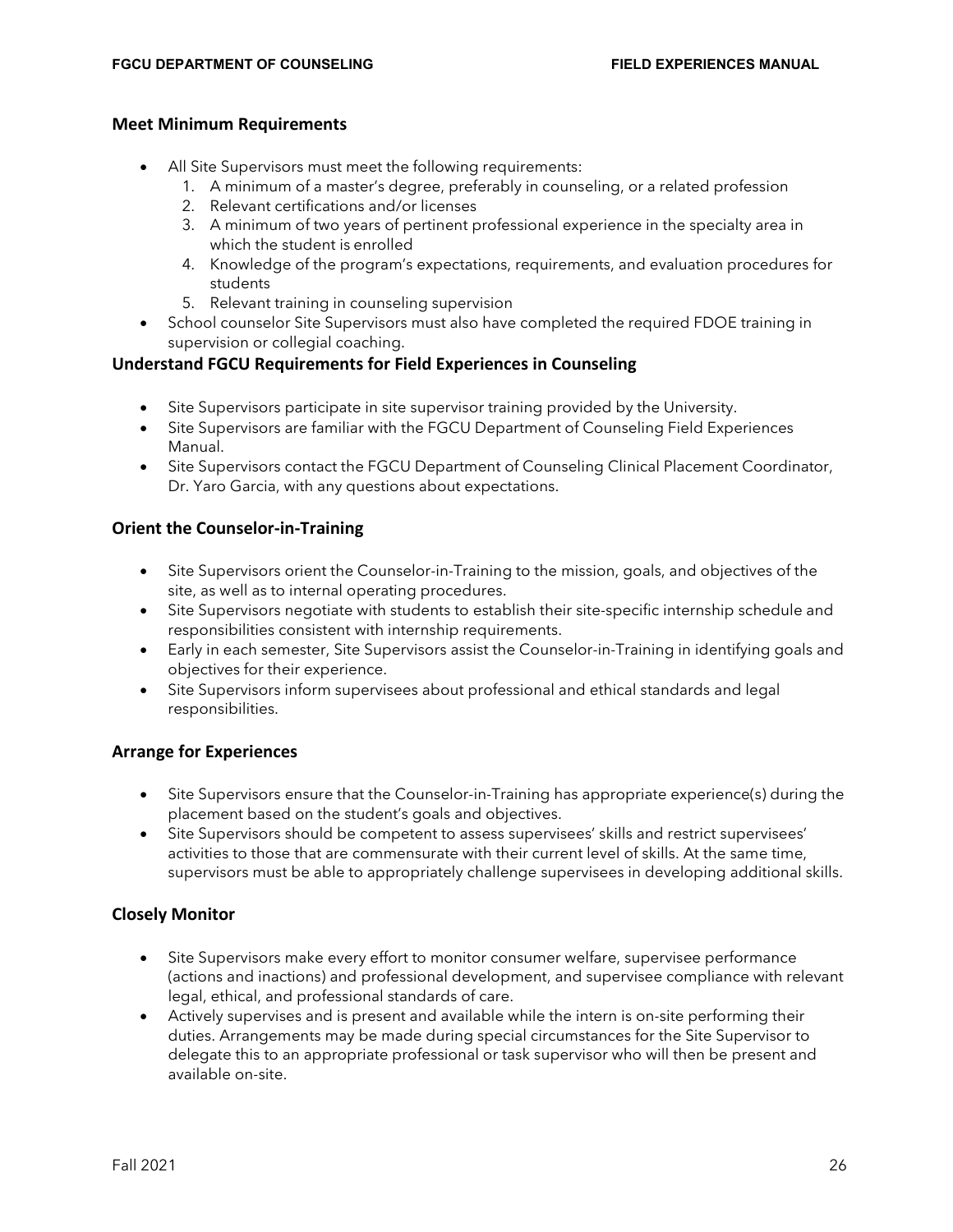### Meet Minimum Requirements

- All Site Supervisors must meet the following requirements:
  1. A minimum of a master's degree, preferably in counseling, or a related profession
  2. Relevant certifications and/or licenses
  3. A minimum of two years of pertinent professional experience in the specialty area in which the student is enrolled
  4. Knowledge of the program's expectations, requirements, and evaluation procedures for students
  5. Relevant training in counseling supervision
- School counselor Site Supervisors must also have completed the required FDOE training in supervision or collegial coaching.

### Understand FGCU Requirements for Field Experiences in Counseling

- Site Supervisors participate in site supervisor training provided by the University.
- Site Supervisors are familiar with the FGCU Department of Counseling Field Experiences Manual.
- Site Supervisors contact the FGCU Department of Counseling Clinical Placement Coordinator, Dr. Yaro Garcia, with any questions about expectations.

### Orient the Counselor-in-Training

- Site Supervisors orient the Counselor-in-Training to the mission, goals, and objectives of the site, as well as to internal operating procedures.
- Site Supervisors negotiate with students to establish their site-specific internship schedule and responsibilities consistent with internship requirements.
- Early in each semester, Site Supervisors assist the Counselor-in-Training in identifying goals and objectives for their experience.
- Site Supervisors inform supervisees about professional and ethical standards and legal responsibilities.

### Arrange for Experiences

- Site Supervisors ensure that the Counselor-in-Training has appropriate experience(s) during the placement based on the student's goals and objectives.
- Site Supervisors should be competent to assess supervisees' skills and restrict supervisees' activities to those that are commensurate with their current level of skills. At the same time, supervisors must be able to appropriately challenge supervisees in developing additional skills.

### Closely Monitor

- Site Supervisors make every effort to monitor consumer welfare, supervisee performance (actions and inactions) and professional development, and supervisee compliance with relevant legal, ethical, and professional standards of care.
- Actively supervises and is present and available while the intern is on-site performing their duties. Arrangements may be made during special circumstances for the Site Supervisor to delegate this to an appropriate professional or task supervisor who will then be present and available on-site.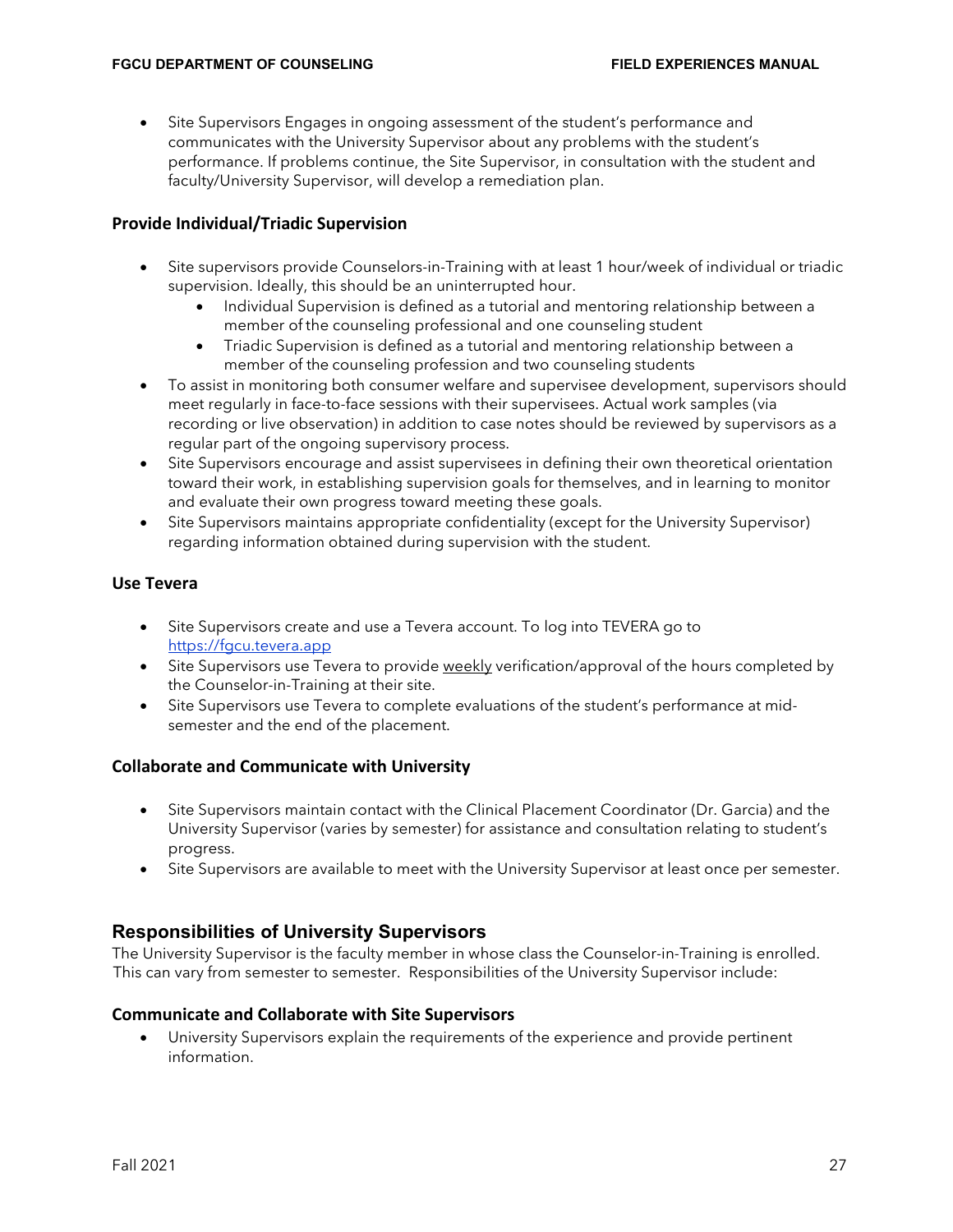- Site Supervisors Engages in ongoing assessment of the student's performance and communicates with the University Supervisor about any problems with the student's performance. If problems continue, the Site Supervisor, in consultation with the student and faculty/University Supervisor, will develop a remediation plan.

### Provide Individual/Triadic Supervision

- Site supervisors provide Counselors-in-Training with at least 1 hour/week of individual or triadic supervision. Ideally, this should be an uninterrupted hour.
  - Individual Supervision is defined as a tutorial and mentoring relationship between a member of the counseling professional and one counseling student
  - Triadic Supervision is defined as a tutorial and mentoring relationship between a member of the counseling profession and two counseling students
- To assist in monitoring both consumer welfare and supervisee development, supervisors should meet regularly in face-to-face sessions with their supervisees. Actual work samples (via recording or live observation) in addition to case notes should be reviewed by supervisors as a regular part of the ongoing supervisory process.
- Site Supervisors encourage and assist supervisees in defining their own theoretical orientation toward their work, in establishing supervision goals for themselves, and in learning to monitor and evaluate their own progress toward meeting these goals.
- Site Supervisors maintains appropriate confidentiality (except for the University Supervisor) regarding information obtained during supervision with the student.

### Use Tevera

- Site Supervisors create and use a Tevera account. To log into TEVERA go to [https://fgcu.tevera.app](https://fgcu.tevera.app)
- Site Supervisors use Tevera to provide <u>weekly</u> verification/approval of the hours completed by the Counselor-in-Training at their site.
- Site Supervisors use Tevera to complete evaluations of the student's performance at mid-semester and the end of the placement.

### Collaborate and Communicate with University

- Site Supervisors maintain contact with the Clinical Placement Coordinator (Dr. Garcia) and the University Supervisor (varies by semester) for assistance and consultation relating to student's progress.
- Site Supervisors are available to meet with the University Supervisor at least once per semester.

## Responsibilities of University Supervisors

The University Supervisor is the faculty member in whose class the Counselor-in-Training is enrolled. This can vary from semester to semester. Responsibilities of the University Supervisor include:

### Communicate and Collaborate with Site Supervisors

- University Supervisors explain the requirements of the experience and provide pertinent information.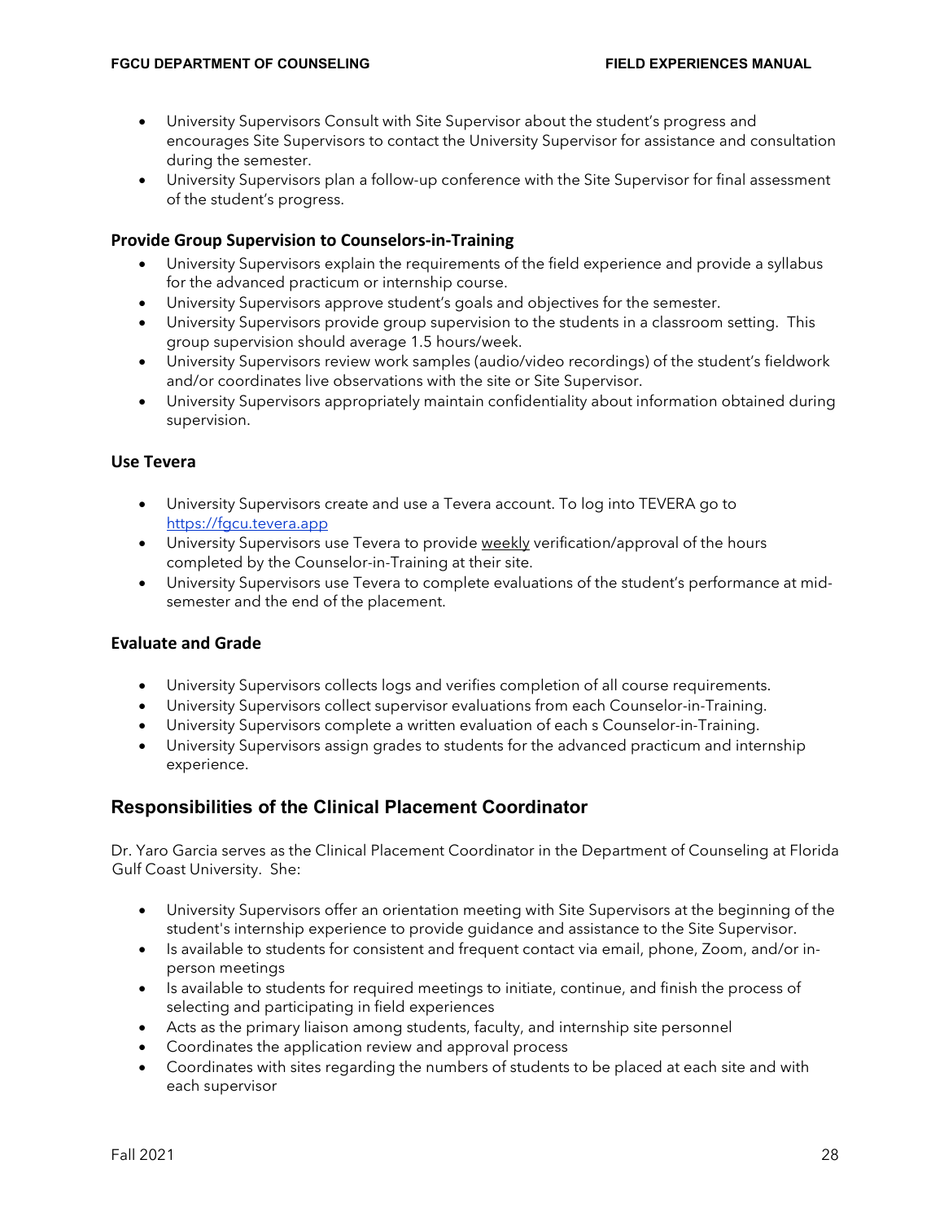- University Supervisors Consult with Site Supervisor about the student's progress and encourages Site Supervisors to contact the University Supervisor for assistance and consultation during the semester.
- University Supervisors plan a follow-up conference with the Site Supervisor for final assessment of the student's progress.

### Provide Group Supervision to Counselors-in-Training

- University Supervisors explain the requirements of the field experience and provide a syllabus for the advanced practicum or internship course.
- University Supervisors approve student's goals and objectives for the semester.
- University Supervisors provide group supervision to the students in a classroom setting. This group supervision should average 1.5 hours/week.
- University Supervisors review work samples (audio/video recordings) of the student's fieldwork and/or coordinates live observations with the site or Site Supervisor.
- University Supervisors appropriately maintain confidentiality about information obtained during supervision.

### Use Tevera

- University Supervisors create and use a Tevera account. To log into TEVERA go to [https://fgcu.tevera.app](https://fgcu.tevera.app)
- University Supervisors use Tevera to provide weekly verification/approval of the hours completed by the Counselor-in-Training at their site.
- University Supervisors use Tevera to complete evaluations of the student's performance at mid-semester and the end of the placement.

### Evaluate and Grade

- University Supervisors collects logs and verifies completion of all course requirements.
- University Supervisors collect supervisor evaluations from each Counselor-in-Training.
- University Supervisors complete a written evaluation of each s Counselor-in-Training.
- University Supervisors assign grades to students for the advanced practicum and internship experience.

## Responsibilities of the Clinical Placement Coordinator

Dr. Yaro Garcia serves as the Clinical Placement Coordinator in the Department of Counseling at Florida Gulf Coast University. She:

- University Supervisors offer an orientation meeting with Site Supervisors at the beginning of the student's internship experience to provide guidance and assistance to the Site Supervisor.
- Is available to students for consistent and frequent contact via email, phone, Zoom, and/or in-person meetings
- Is available to students for required meetings to initiate, continue, and finish the process of selecting and participating in field experiences
- Acts as the primary liaison among students, faculty, and internship site personnel
- Coordinates the application review and approval process
- Coordinates with sites regarding the numbers of students to be placed at each site and with each supervisor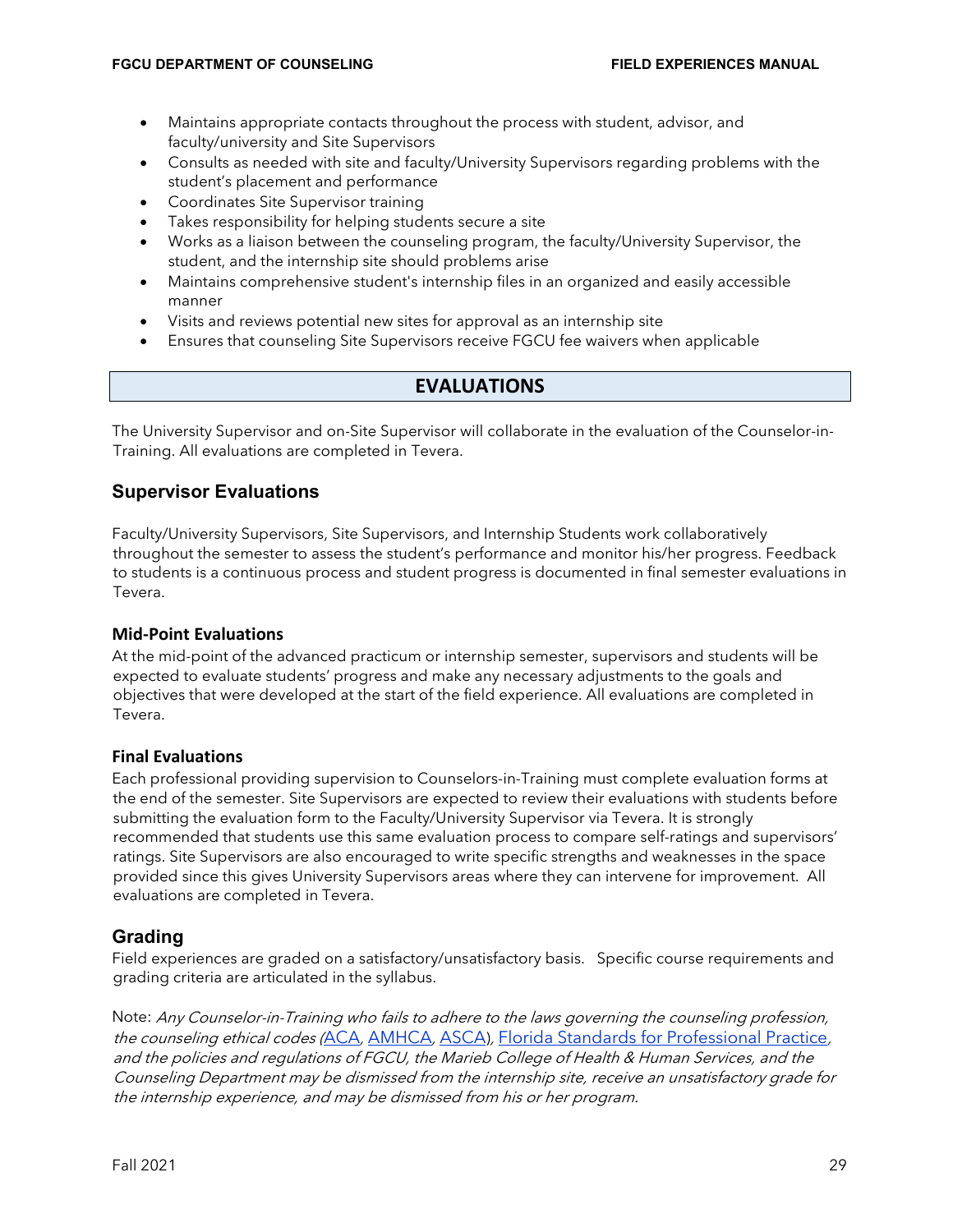- Maintains appropriate contacts throughout the process with student, advisor, and faculty/university and Site Supervisors
- Consults as needed with site and faculty/University Supervisors regarding problems with the student's placement and performance
- Coordinates Site Supervisor training
- Takes responsibility for helping students secure a site
- Works as a liaison between the counseling program, the faculty/University Supervisor, the student, and the internship site should problems arise
- Maintains comprehensive student's internship files in an organized and easily accessible manner
- Visits and reviews potential new sites for approval as an internship site
- Ensures that counseling Site Supervisors receive FGCU fee waivers when applicable

# EVALUATIONS

The University Supervisor and on-Site Supervisor will collaborate in the evaluation of the Counselor-in-Training. All evaluations are completed in Tevera.

## Supervisor Evaluations

Faculty/University Supervisors, Site Supervisors, and Internship Students work collaboratively throughout the semester to assess the student's performance and monitor his/her progress. Feedback to students is a continuous process and student progress is documented in final semester evaluations in Tevera.

### Mid-Point Evaluations

At the mid-point of the advanced practicum or internship semester, supervisors and students will be expected to evaluate students' progress and make any necessary adjustments to the goals and objectives that were developed at the start of the field experience. All evaluations are completed in Tevera.

### Final Evaluations

Each professional providing supervision to Counselors-in-Training must complete evaluation forms at the end of the semester. Site Supervisors are expected to review their evaluations with students before submitting the evaluation form to the Faculty/University Supervisor via Tevera. It is strongly recommended that students use this same evaluation process to compare self-ratings and supervisors' ratings. Site Supervisors are also encouraged to write specific strengths and weaknesses in the space provided since this gives University Supervisors areas where they can intervene for improvement. All evaluations are completed in Tevera.

## Grading

Field experiences are graded on a satisfactory/unsatisfactory basis. Specific course requirements and grading criteria are articulated in the syllabus.

Note: *Any Counselor-in-Training who fails to adhere to the laws governing the counseling profession, the counseling ethical codes (ACA, AMHCA, ASCA), Florida Standards for Professional Practice, and the policies and regulations of FGCU, the Marieb College of Health & Human Services, and the Counseling Department may be dismissed from the internship site, receive an unsatisfactory grade for the internship experience, and may be dismissed from his or her program.*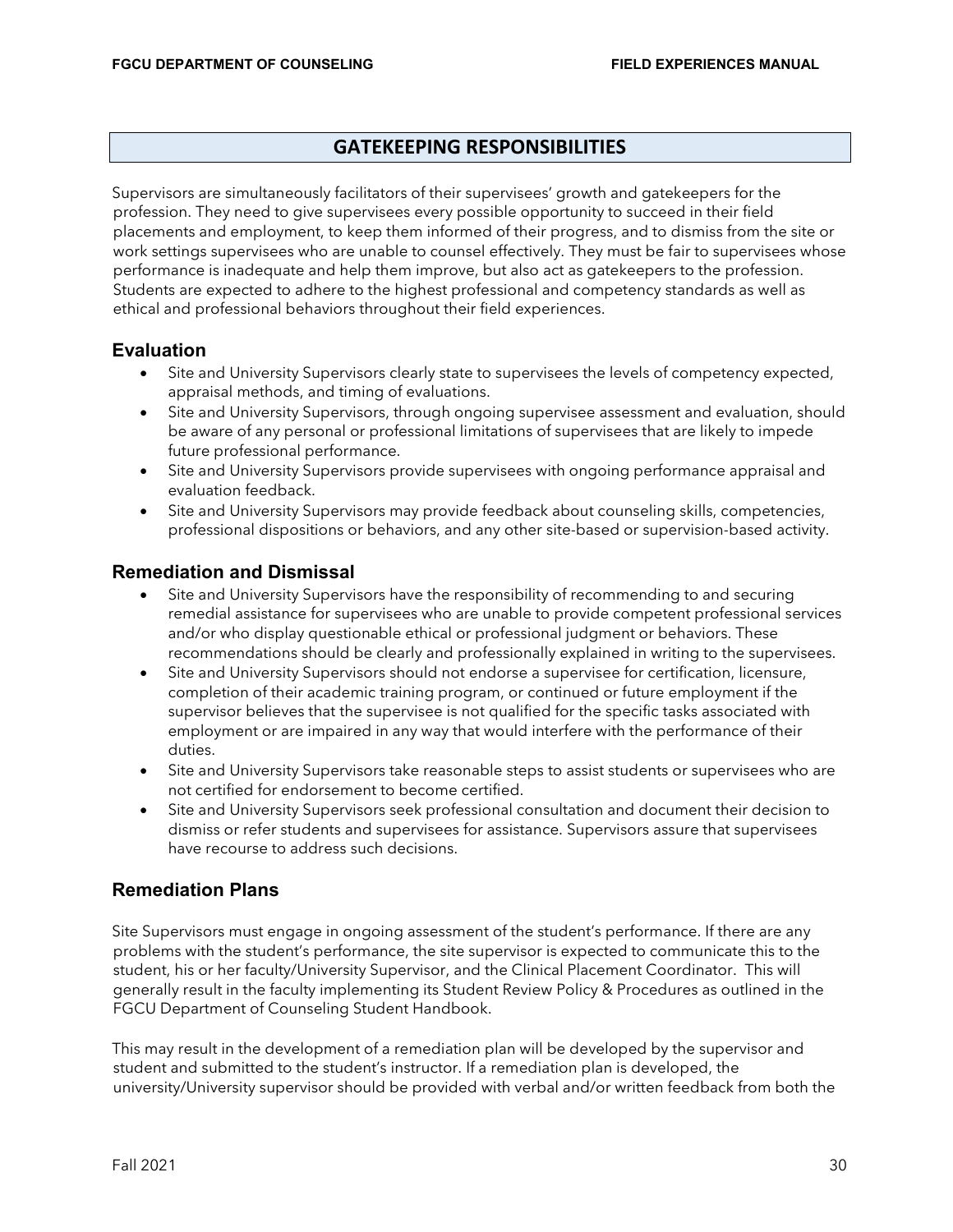## GATEKEEPING RESPONSIBILITIES

Supervisors are simultaneously facilitators of their supervisees' growth and gatekeepers for the profession. They need to give supervisees every possible opportunity to succeed in their field placements and employment, to keep them informed of their progress, and to dismiss from the site or work settings supervisees who are unable to counsel effectively. They must be fair to supervisees whose performance is inadequate and help them improve, but also act as gatekeepers to the profession. Students are expected to adhere to the highest professional and competency standards as well as ethical and professional behaviors throughout their field experiences.

### Evaluation

- Site and University Supervisors clearly state to supervisees the levels of competency expected, appraisal methods, and timing of evaluations.
- Site and University Supervisors, through ongoing supervisee assessment and evaluation, should be aware of any personal or professional limitations of supervisees that are likely to impede future professional performance.
- Site and University Supervisors provide supervisees with ongoing performance appraisal and evaluation feedback.
- Site and University Supervisors may provide feedback about counseling skills, competencies, professional dispositions or behaviors, and any other site-based or supervision-based activity.

### Remediation and Dismissal

- Site and University Supervisors have the responsibility of recommending to and securing remedial assistance for supervisees who are unable to provide competent professional services and/or who display questionable ethical or professional judgment or behaviors. These recommendations should be clearly and professionally explained in writing to the supervisees.
- Site and University Supervisors should not endorse a supervisee for certification, licensure, completion of their academic training program, or continued or future employment if the supervisor believes that the supervisee is not qualified for the specific tasks associated with employment or are impaired in any way that would interfere with the performance of their duties.
- Site and University Supervisors take reasonable steps to assist students or supervisees who are not certified for endorsement to become certified.
- Site and University Supervisors seek professional consultation and document their decision to dismiss or refer students and supervisees for assistance. Supervisors assure that supervisees have recourse to address such decisions.

### Remediation Plans

Site Supervisors must engage in ongoing assessment of the student's performance. If there are any problems with the student's performance, the site supervisor is expected to communicate this to the student, his or her faculty/University Supervisor, and the Clinical Placement Coordinator. This will generally result in the faculty implementing its Student Review Policy & Procedures as outlined in the FGCU Department of Counseling Student Handbook.

This may result in the development of a remediation plan will be developed by the supervisor and student and submitted to the student's instructor. If a remediation plan is developed, the university/University supervisor should be provided with verbal and/or written feedback from both the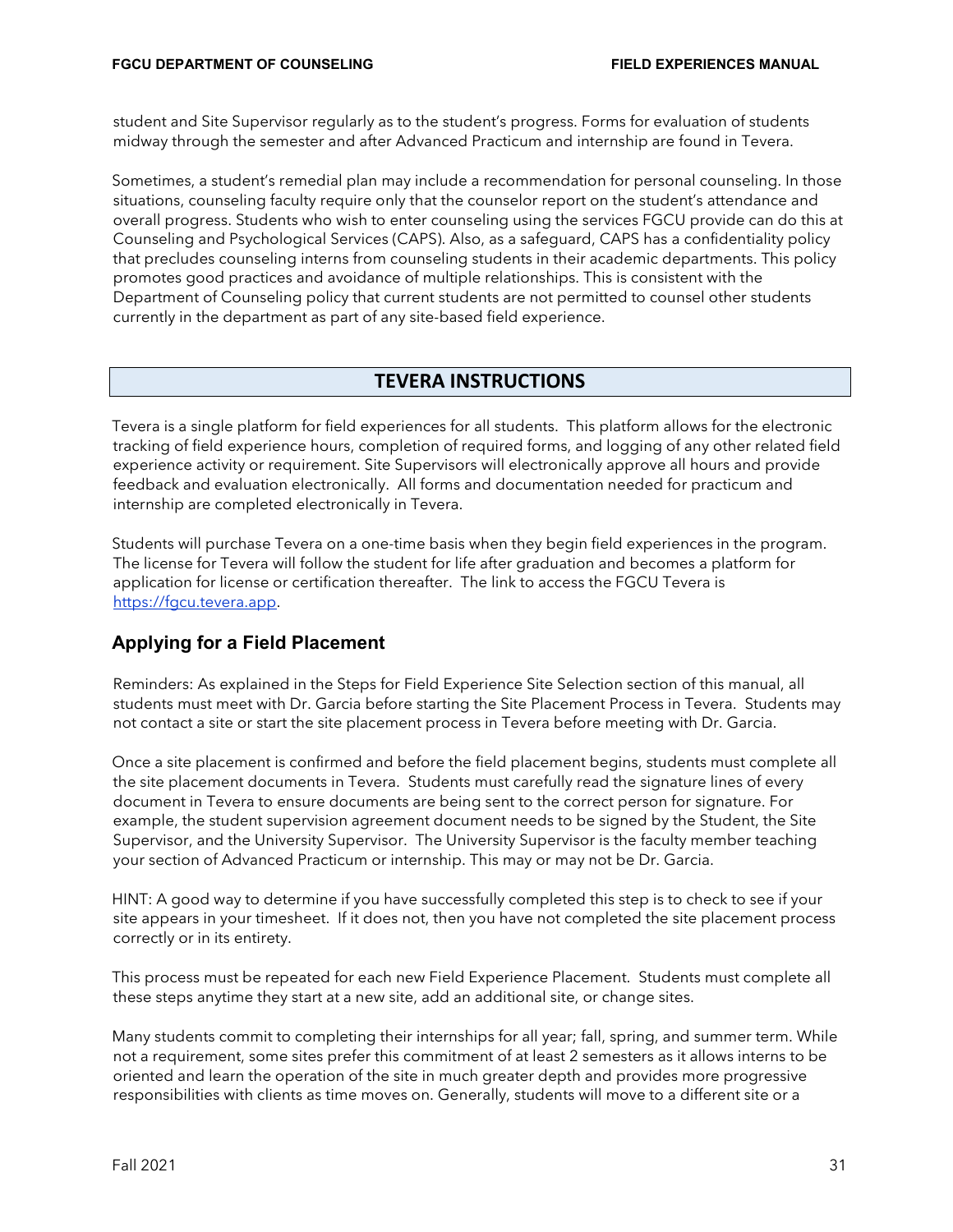student and Site Supervisor regularly as to the student's progress. Forms for evaluation of students midway through the semester and after Advanced Practicum and internship are found in Tevera.

Sometimes, a student's remedial plan may include a recommendation for personal counseling. In those situations, counseling faculty require only that the counselor report on the student's attendance and overall progress. Students who wish to enter counseling using the services FGCU provide can do this at Counseling and Psychological Services (CAPS). Also, as a safeguard, CAPS has a confidentiality policy that precludes counseling interns from counseling students in their academic departments. This policy promotes good practices and avoidance of multiple relationships. This is consistent with the Department of Counseling policy that current students are not permitted to counsel other students currently in the department as part of any site-based field experience.

## TEVERA INSTRUCTIONS

Tevera is a single platform for field experiences for all students. This platform allows for the electronic tracking of field experience hours, completion of required forms, and logging of any other related field experience activity or requirement. Site Supervisors will electronically approve all hours and provide feedback and evaluation electronically. All forms and documentation needed for practicum and internship are completed electronically in Tevera.

Students will purchase Tevera on a one-time basis when they begin field experiences in the program. The license for Tevera will follow the student for life after graduation and becomes a platform for application for license or certification thereafter. The link to access the FGCU Tevera is [https://fgcu.tevera.app](https://fgcu.tevera.app).

### Applying for a Field Placement

Reminders: As explained in the Steps for Field Experience Site Selection section of this manual, all students must meet with Dr. Garcia before starting the Site Placement Process in Tevera. Students may not contact a site or start the site placement process in Tevera before meeting with Dr. Garcia.

Once a site placement is confirmed and before the field placement begins, students must complete all the site placement documents in Tevera. Students must carefully read the signature lines of every document in Tevera to ensure documents are being sent to the correct person for signature. For example, the student supervision agreement document needs to be signed by the Student, the Site Supervisor, and the University Supervisor. The University Supervisor is the faculty member teaching your section of Advanced Practicum or internship. This may or may not be Dr. Garcia.

HINT: A good way to determine if you have successfully completed this step is to check to see if your site appears in your timesheet. If it does not, then you have not completed the site placement process correctly or in its entirety.

This process must be repeated for each new Field Experience Placement. Students must complete all these steps anytime they start at a new site, add an additional site, or change sites.

Many students commit to completing their internships for all year; fall, spring, and summer term. While not a requirement, some sites prefer this commitment of at least 2 semesters as it allows interns to be oriented and learn the operation of the site in much greater depth and provides more progressive responsibilities with clients as time moves on. Generally, students will move to a different site or a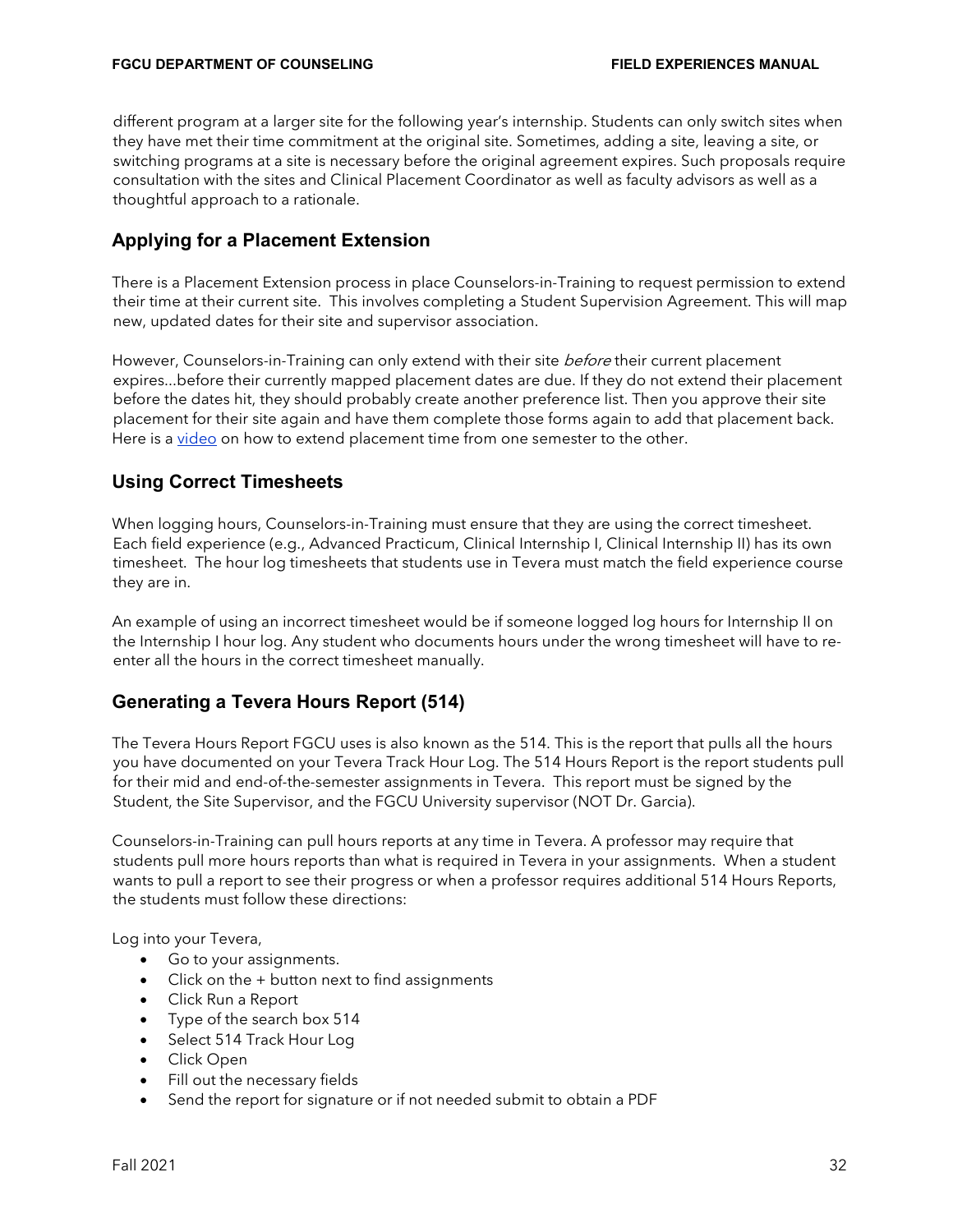different program at a larger site for the following year's internship. Students can only switch sites when they have met their time commitment at the original site. Sometimes, adding a site, leaving a site, or switching programs at a site is necessary before the original agreement expires. Such proposals require consultation with the sites and Clinical Placement Coordinator as well as faculty advisors as well as a thoughtful approach to a rationale.

## Applying for a Placement Extension

There is a Placement Extension process in place Counselors-in-Training to request permission to extend their time at their current site. This involves completing a Student Supervision Agreement. This will map new, updated dates for their site and supervisor association.

However, Counselors-in-Training can only extend with their site *before* their current placement expires…before their currently mapped placement dates are due. If they do not extend their placement before the dates hit, they should probably create another preference list. Then you approve their site placement for their site again and have them complete those forms again to add that placement back. Here is a video on how to extend placement time from one semester to the other.

## Using Correct Timesheets

When logging hours, Counselors-in-Training must ensure that they are using the correct timesheet. Each field experience (e.g., Advanced Practicum, Clinical Internship I, Clinical Internship II) has its own timesheet. The hour log timesheets that students use in Tevera must match the field experience course they are in.

An example of using an incorrect timesheet would be if someone logged log hours for Internship II on the Internship I hour log. Any student who documents hours under the wrong timesheet will have to re-enter all the hours in the correct timesheet manually.

## Generating a Tevera Hours Report (514)

The Tevera Hours Report FGCU uses is also known as the 514. This is the report that pulls all the hours you have documented on your Tevera Track Hour Log. The 514 Hours Report is the report students pull for their mid and end-of-the-semester assignments in Tevera. This report must be signed by the Student, the Site Supervisor, and the FGCU University supervisor (NOT Dr. Garcia).

Counselors-in-Training can pull hours reports at any time in Tevera. A professor may require that students pull more hours reports than what is required in Tevera in your assignments. When a student wants to pull a report to see their progress or when a professor requires additional 514 Hours Reports, the students must follow these directions:

Log into your Tevera,

- Go to your assignments.
- Click on the + button next to find assignments
- Click Run a Report
- Type of the search box 514
- Select 514 Track Hour Log
- Click Open
- Fill out the necessary fields
- Send the report for signature or if not needed submit to obtain a PDF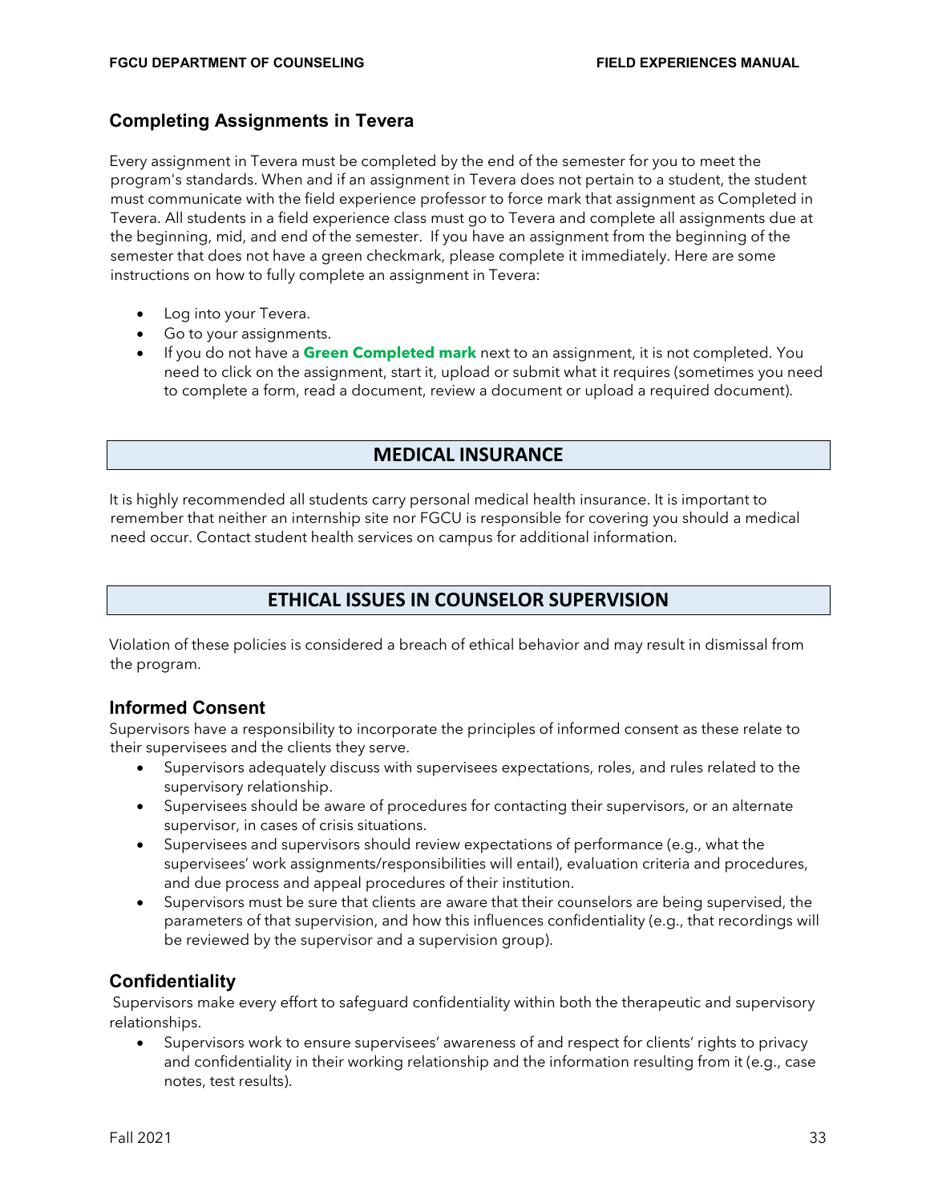### Completing Assignments in Tevera

Every assignment in Tevera must be completed by the end of the semester for you to meet the program's standards. When and if an assignment in Tevera does not pertain to a student, the student must communicate with the field experience professor to force mark that assignment as Completed in Tevera. All students in a field experience class must go to Tevera and complete all assignments due at the beginning, mid, and end of the semester. If you have an assignment from the beginning of the semester that does not have a green checkmark, please complete it immediately. Here are some instructions on how to fully complete an assignment in Tevera:

- Log into your Tevera.
- Go to your assignments.
- If you do not have a **Green Completed mark** next to an assignment, it is not completed. You need to click on the assignment, start it, upload or submit what it requires (sometimes you need to complete a form, read a document, review a document or upload a required document).

## MEDICAL INSURANCE

It is highly recommended all students carry personal medical health insurance. It is important to remember that neither an internship site nor FGCU is responsible for covering you should a medical need occur. Contact student health services on campus for additional information.

## ETHICAL ISSUES IN COUNSELOR SUPERVISION

Violation of these policies is considered a breach of ethical behavior and may result in dismissal from the program.

### Informed Consent

Supervisors have a responsibility to incorporate the principles of informed consent as these relate to their supervisees and the clients they serve.

- Supervisors adequately discuss with supervisees expectations, roles, and rules related to the supervisory relationship.
- Supervisees should be aware of procedures for contacting their supervisors, or an alternate supervisor, in cases of crisis situations.
- Supervisees and supervisors should review expectations of performance (e.g., what the supervisees' work assignments/responsibilities will entail), evaluation criteria and procedures, and due process and appeal procedures of their institution.
- Supervisors must be sure that clients are aware that their counselors are being supervised, the parameters of that supervision, and how this influences confidentiality (e.g., that recordings will be reviewed by the supervisor and a supervision group).

### Confidentiality

Supervisors make every effort to safeguard confidentiality within both the therapeutic and supervisory relationships.

- Supervisors work to ensure supervisees' awareness of and respect for clients' rights to privacy and confidentiality in their working relationship and the information resulting from it (e.g., case notes, test results).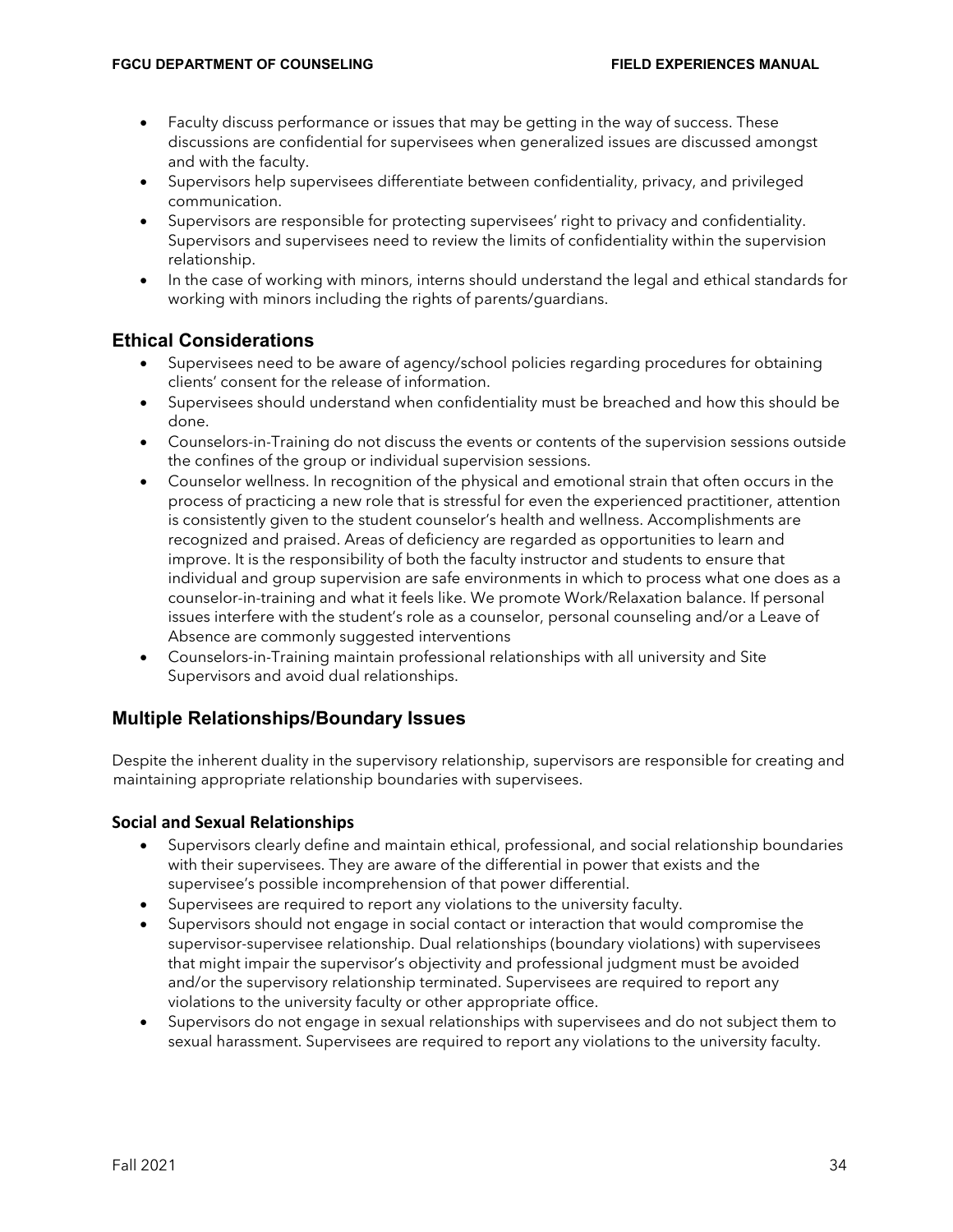- Faculty discuss performance or issues that may be getting in the way of success. These discussions are confidential for supervisees when generalized issues are discussed amongst and with the faculty.
- Supervisors help supervisees differentiate between confidentiality, privacy, and privileged communication.
- Supervisors are responsible for protecting supervisees' right to privacy and confidentiality. Supervisors and supervisees need to review the limits of confidentiality within the supervision relationship.
- In the case of working with minors, interns should understand the legal and ethical standards for working with minors including the rights of parents/guardians.

## Ethical Considerations

- Supervisees need to be aware of agency/school policies regarding procedures for obtaining clients' consent for the release of information.
- Supervisees should understand when confidentiality must be breached and how this should be done.
- Counselors-in-Training do not discuss the events or contents of the supervision sessions outside the confines of the group or individual supervision sessions.
- Counselor wellness. In recognition of the physical and emotional strain that often occurs in the process of practicing a new role that is stressful for even the experienced practitioner, attention is consistently given to the student counselor's health and wellness. Accomplishments are recognized and praised. Areas of deficiency are regarded as opportunities to learn and improve. It is the responsibility of both the faculty instructor and students to ensure that individual and group supervision are safe environments in which to process what one does as a counselor-in-training and what it feels like. We promote Work/Relaxation balance. If personal issues interfere with the student's role as a counselor, personal counseling and/or a Leave of Absence are commonly suggested interventions
- Counselors-in-Training maintain professional relationships with all university and Site Supervisors and avoid dual relationships.

## Multiple Relationships/Boundary Issues

Despite the inherent duality in the supervisory relationship, supervisors are responsible for creating and maintaining appropriate relationship boundaries with supervisees.

### Social and Sexual Relationships

- Supervisors clearly define and maintain ethical, professional, and social relationship boundaries with their supervisees. They are aware of the differential in power that exists and the supervisee's possible incomprehension of that power differential.
- Supervisees are required to report any violations to the university faculty.
- Supervisors should not engage in social contact or interaction that would compromise the supervisor-supervisee relationship. Dual relationships (boundary violations) with supervisees that might impair the supervisor's objectivity and professional judgment must be avoided and/or the supervisory relationship terminated. Supervisees are required to report any violations to the university faculty or other appropriate office.
- Supervisors do not engage in sexual relationships with supervisees and do not subject them to sexual harassment. Supervisees are required to report any violations to the university faculty.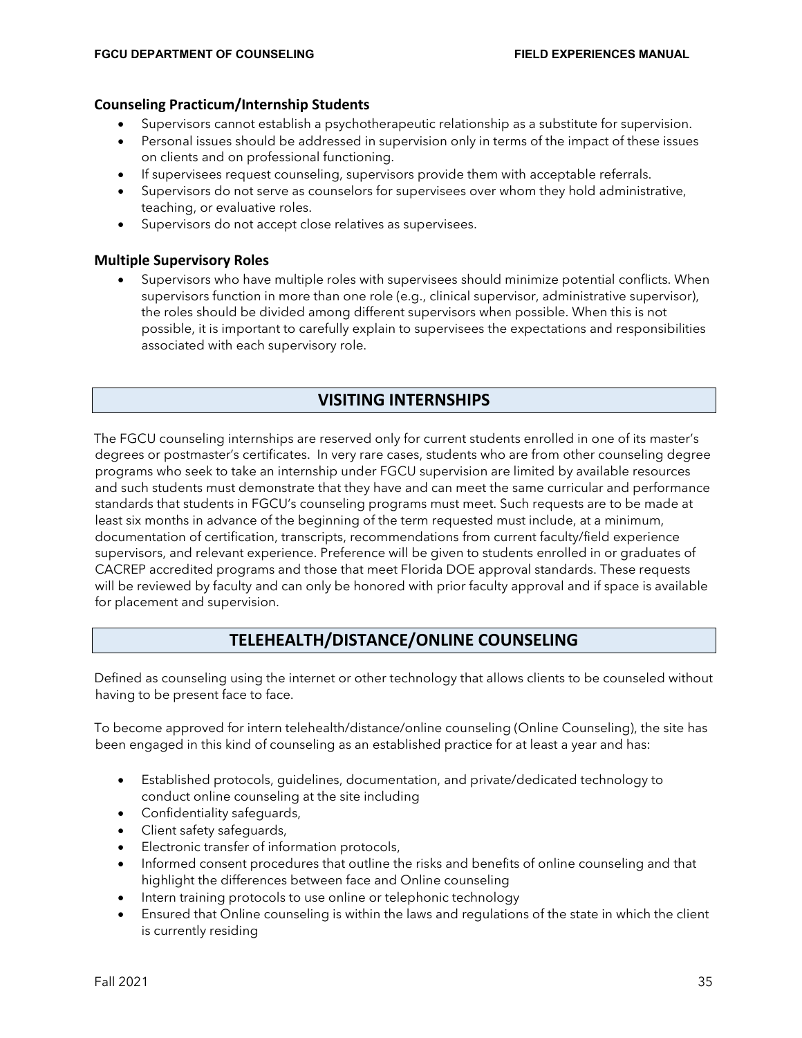### Counseling Practicum/Internship Students

- Supervisors cannot establish a psychotherapeutic relationship as a substitute for supervision.
- Personal issues should be addressed in supervision only in terms of the impact of these issues on clients and on professional functioning.
- If supervisees request counseling, supervisors provide them with acceptable referrals.
- Supervisors do not serve as counselors for supervisees over whom they hold administrative, teaching, or evaluative roles.
- Supervisors do not accept close relatives as supervisees.

### Multiple Supervisory Roles

- Supervisors who have multiple roles with supervisees should minimize potential conflicts. When supervisors function in more than one role (e.g., clinical supervisor, administrative supervisor), the roles should be divided among different supervisors when possible. When this is not possible, it is important to carefully explain to supervisees the expectations and responsibilities associated with each supervisory role.

## VISITING INTERNSHIPS

The FGCU counseling internships are reserved only for current students enrolled in one of its master's degrees or postmaster's certificates. In very rare cases, students who are from other counseling degree programs who seek to take an internship under FGCU supervision are limited by available resources and such students must demonstrate that they have and can meet the same curricular and performance standards that students in FGCU's counseling programs must meet. Such requests are to be made at least six months in advance of the beginning of the term requested must include, at a minimum, documentation of certification, transcripts, recommendations from current faculty/field experience supervisors, and relevant experience. Preference will be given to students enrolled in or graduates of CACREP accredited programs and those that meet Florida DOE approval standards. These requests will be reviewed by faculty and can only be honored with prior faculty approval and if space is available for placement and supervision.

## TELEHEALTH/DISTANCE/ONLINE COUNSELING

Defined as counseling using the internet or other technology that allows clients to be counseled without having to be present face to face.

To become approved for intern telehealth/distance/online counseling (Online Counseling), the site has been engaged in this kind of counseling as an established practice for at least a year and has:

- Established protocols, guidelines, documentation, and private/dedicated technology to conduct online counseling at the site including
- Confidentiality safeguards,
- Client safety safeguards,
- Electronic transfer of information protocols,
- Informed consent procedures that outline the risks and benefits of online counseling and that highlight the differences between face and Online counseling
- Intern training protocols to use online or telephonic technology
- Ensured that Online counseling is within the laws and regulations of the state in which the client is currently residing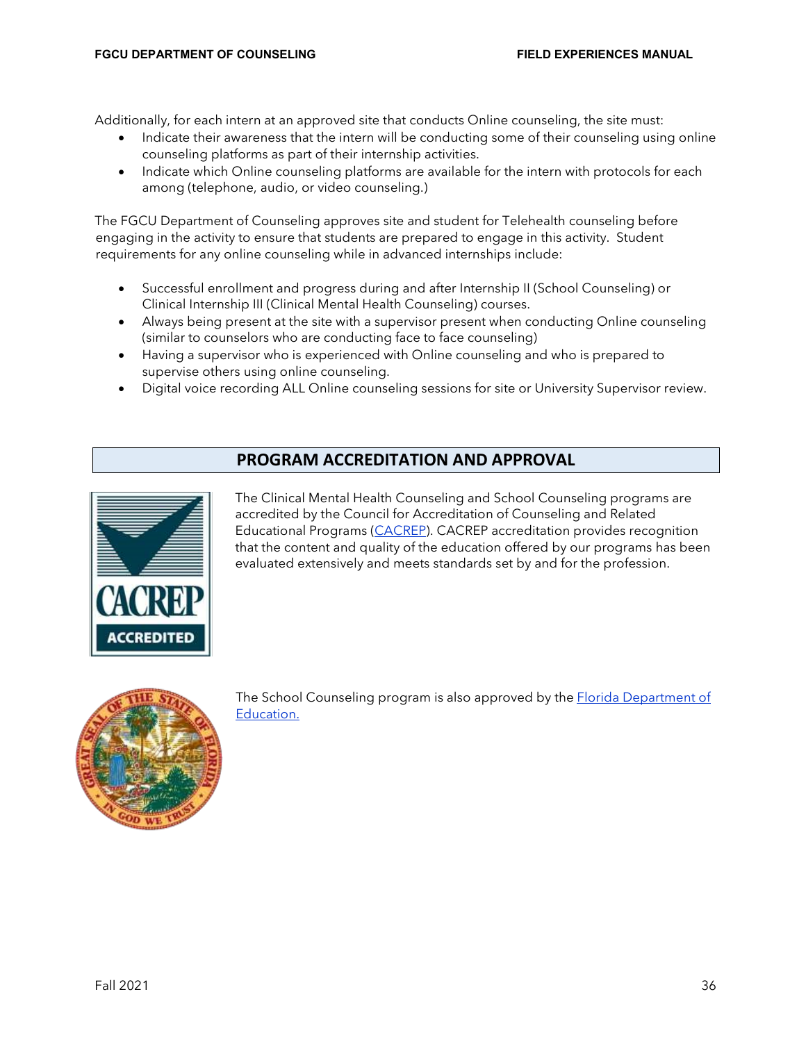Additionally, for each intern at an approved site that conducts Online counseling, the site must:

- Indicate their awareness that the intern will be conducting some of their counseling using online counseling platforms as part of their internship activities.
- Indicate which Online counseling platforms are available for the intern with protocols for each among (telephone, audio, or video counseling.)

The FGCU Department of Counseling approves site and student for Telehealth counseling before engaging in the activity to ensure that students are prepared to engage in this activity. Student requirements for any online counseling while in advanced internships include:

- Successful enrollment and progress during and after Internship II (School Counseling) or Clinical Internship III (Clinical Mental Health Counseling) courses.
- Always being present at the site with a supervisor present when conducting Online counseling (similar to counselors who are conducting face to face counseling)
- Having a supervisor who is experienced with Online counseling and who is prepared to supervise others using online counseling.
- Digital voice recording ALL Online counseling sessions for site or University Supervisor review.

## PROGRAM ACCREDITATION AND APPROVAL

The Clinical Mental Health Counseling and School Counseling programs are accredited by the Council for Accreditation of Counseling and Related Educational Programs (CACREP). CACREP accreditation provides recognition that the content and quality of the education offered by our programs has been evaluated extensively and meets standards set by and for the profession.

The School Counseling program is also approved by the Florida Department of Education.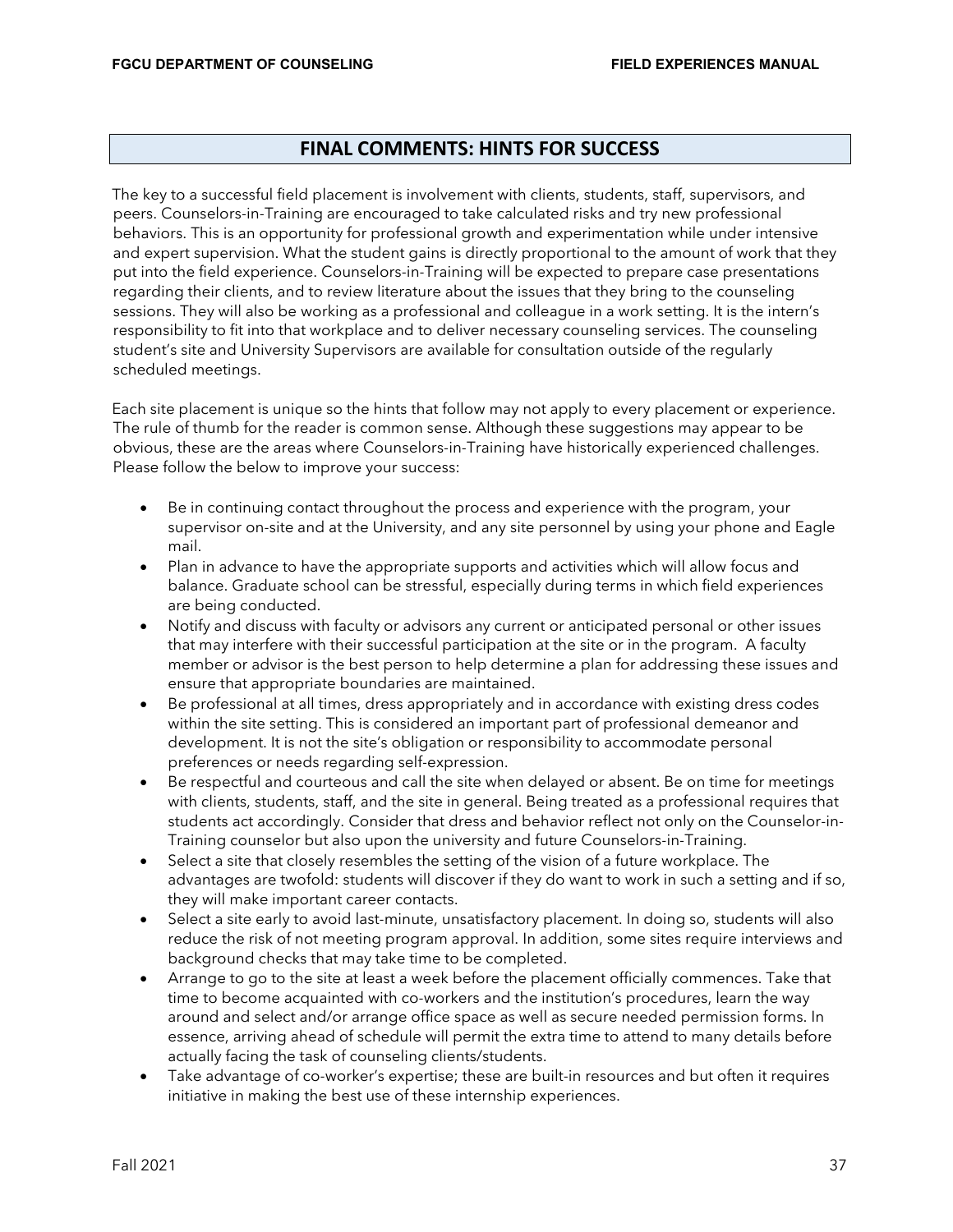## FINAL COMMENTS: HINTS FOR SUCCESS

The key to a successful field placement is involvement with clients, students, staff, supervisors, and peers. Counselors-in-Training are encouraged to take calculated risks and try new professional behaviors. This is an opportunity for professional growth and experimentation while under intensive and expert supervision. What the student gains is directly proportional to the amount of work that they put into the field experience. Counselors-in-Training will be expected to prepare case presentations regarding their clients, and to review literature about the issues that they bring to the counseling sessions. They will also be working as a professional and colleague in a work setting. It is the intern's responsibility to fit into that workplace and to deliver necessary counseling services. The counseling student's site and University Supervisors are available for consultation outside of the regularly scheduled meetings.

Each site placement is unique so the hints that follow may not apply to every placement or experience. The rule of thumb for the reader is common sense. Although these suggestions may appear to be obvious, these are the areas where Counselors-in-Training have historically experienced challenges. Please follow the below to improve your success:

- Be in continuing contact throughout the process and experience with the program, your supervisor on-site and at the University, and any site personnel by using your phone and Eagle mail.
- Plan in advance to have the appropriate supports and activities which will allow focus and balance. Graduate school can be stressful, especially during terms in which field experiences are being conducted.
- Notify and discuss with faculty or advisors any current or anticipated personal or other issues that may interfere with their successful participation at the site or in the program. A faculty member or advisor is the best person to help determine a plan for addressing these issues and ensure that appropriate boundaries are maintained.
- Be professional at all times, dress appropriately and in accordance with existing dress codes within the site setting. This is considered an important part of professional demeanor and development. It is not the site's obligation or responsibility to accommodate personal preferences or needs regarding self-expression.
- Be respectful and courteous and call the site when delayed or absent. Be on time for meetings with clients, students, staff, and the site in general. Being treated as a professional requires that students act accordingly. Consider that dress and behavior reflect not only on the Counselor-in-Training counselor but also upon the university and future Counselors-in-Training.
- Select a site that closely resembles the setting of the vision of a future workplace. The advantages are twofold: students will discover if they do want to work in such a setting and if so, they will make important career contacts.
- Select a site early to avoid last-minute, unsatisfactory placement. In doing so, students will also reduce the risk of not meeting program approval. In addition, some sites require interviews and background checks that may take time to be completed.
- Arrange to go to the site at least a week before the placement officially commences. Take that time to become acquainted with co-workers and the institution's procedures, learn the way around and select and/or arrange office space as well as secure needed permission forms. In essence, arriving ahead of schedule will permit the extra time to attend to many details before actually facing the task of counseling clients/students.
- Take advantage of co-worker's expertise; these are built-in resources and but often it requires initiative in making the best use of these internship experiences.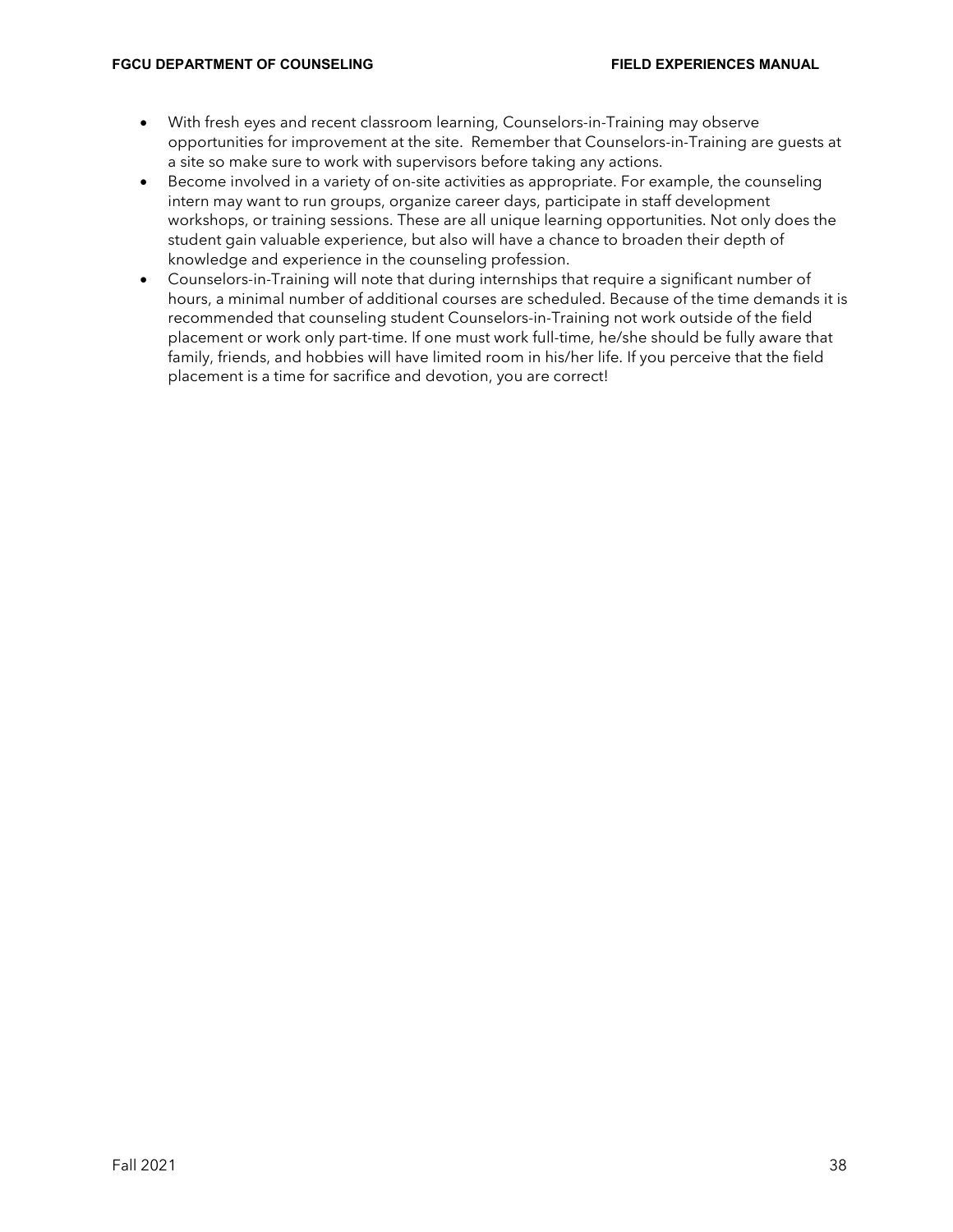- With fresh eyes and recent classroom learning, Counselors-in-Training may observe opportunities for improvement at the site. Remember that Counselors-in-Training are guests at a site so make sure to work with supervisors before taking any actions.
- Become involved in a variety of on-site activities as appropriate. For example, the counseling intern may want to run groups, organize career days, participate in staff development workshops, or training sessions. These are all unique learning opportunities. Not only does the student gain valuable experience, but also will have a chance to broaden their depth of knowledge and experience in the counseling profession.
- Counselors-in-Training will note that during internships that require a significant number of hours, a minimal number of additional courses are scheduled. Because of the time demands it is recommended that counseling student Counselors-in-Training not work outside of the field placement or work only part-time. If one must work full-time, he/she should be fully aware that family, friends, and hobbies will have limited room in his/her life. If you perceive that the field placement is a time for sacrifice and devotion, you are correct!